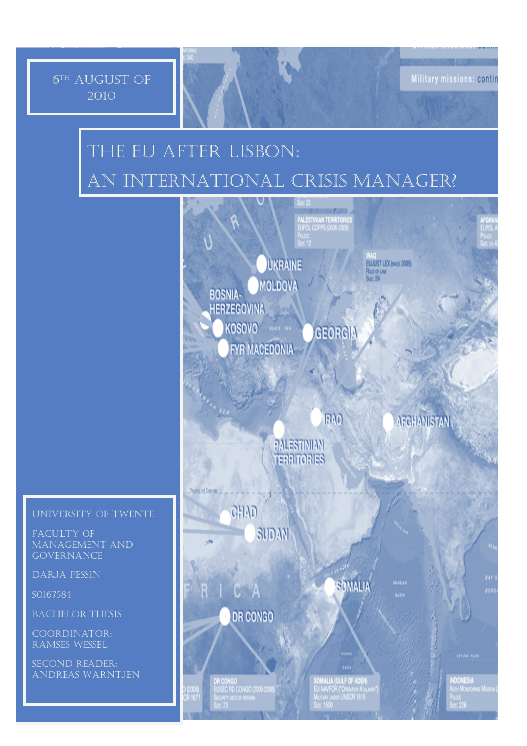6TH AUGUST OF 2010

# THE EU AFTER LISBON: AN INTERNATIONAL CRISIS MANAGER?

UNIVERSITY OF TWENTE

FACULTY OF MANAGEMENT AND GOVERNANCE

DARJA PESSIN

S0167584

BACHELOR THESIS

COORDINATOR: RAMSES WESSEL

SECOND READER: ANDREAS WARNTJEN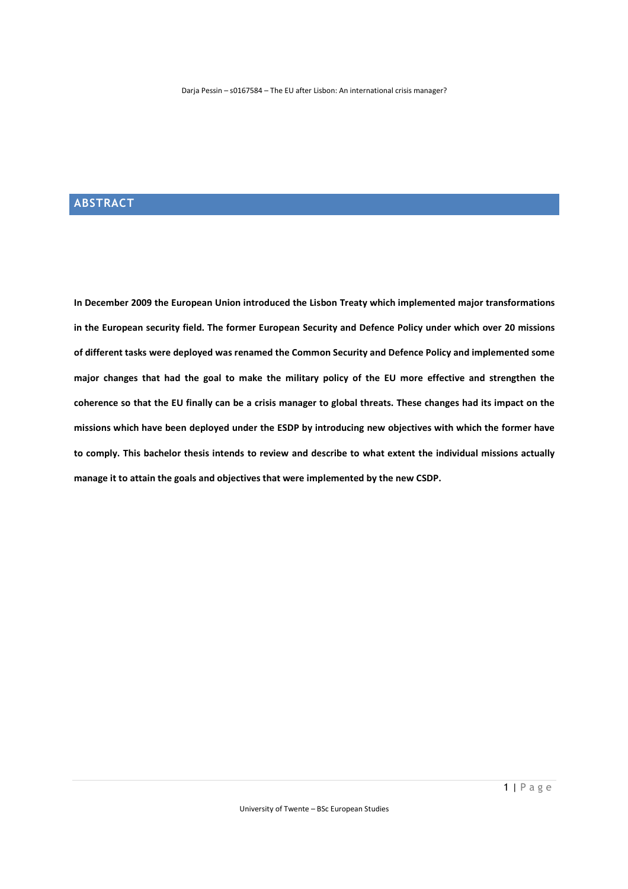## ABSTRACT

**In December 2009 the European Union introduced the Lisbon Treaty which implemented major transformations in the European security field. The former European Security and Defence Policy under which over 20 missions of different tasks were deployed was renamed the Common Security and Defence Policy and implemented some major changes that had the goal to make the military policy of the EU more effective and strengthen the coherence so that the EU finally can be a crisis manager to global threats. These changes had its impact on the missions which have been deployed under the ESDP by introducing new objectives with which the former have to comply. This bachelor thesis intends to review and describe to what extent the individual missions actually manage it to attain the goals and objectives that were implemented by the new CSDP.**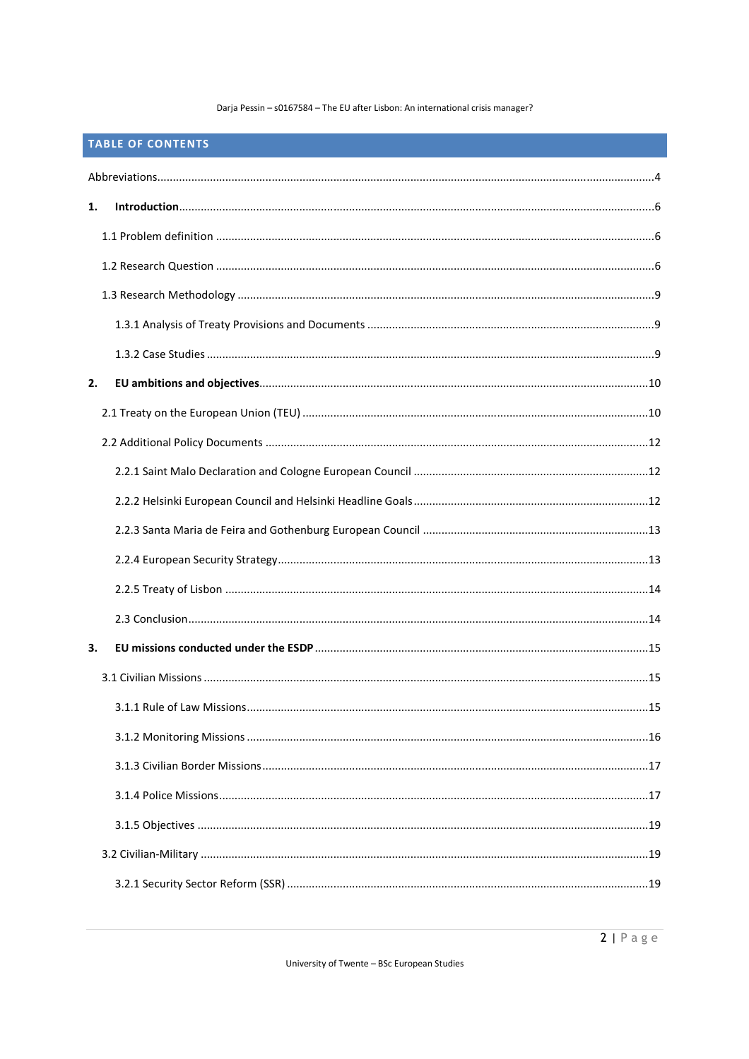## TABLE OF CONTENTS

Abbreviations....................................................................................................................................4

**1. Introduction**....................................................................................................................................6

1.1 Problem definition ........................................................................................................................6

1.2 Research Question ........................................................................................................................6

1.3 Research Methodology ..................................................................................................................9

1.3.1 Analysis of Treaty Provisions and Documents .........................................................................9

1.3.2 Case Studies ............................................................................................................................9

**2. EU ambitions and objectives**...........................................................................................................10

2.1 Treaty on the European Union (TEU) ..........................................................................................10

2.2 Additional Policy Documents .......................................................................................................12

2.2.1 Saint Malo Declaration and Cologne European Council ........................................................12

2.2.2 Helsinki European Council and Helsinki Headline Goals .......................................................12

2.2.3 Santa Maria de Feira and Gothenburg European Council .......................................................13

2.2.4 European Security Strategy...................................................................................................13

2.2.5 Treaty of Lisbon ....................................................................................................................14

2.3 Conclusion..................................................................................................................................14

**3. EU missions conducted under the ESDP** .........................................................................................15

3.1 Civilian Missions .........................................................................................................................15

3.1.1 Rule of Law Missions.............................................................................................................15

3.1.2 Monitoring Missions .............................................................................................................16

3.1.3 Civilian Border Missions.........................................................................................................17

3.1.4 Police Missions.......................................................................................................................17

3.1.5 Objectives .............................................................................................................................19

3.2 Civilian-Military ..........................................................................................................................19

3.2.1 Security Sector Reform (SSR) .................................................................................................19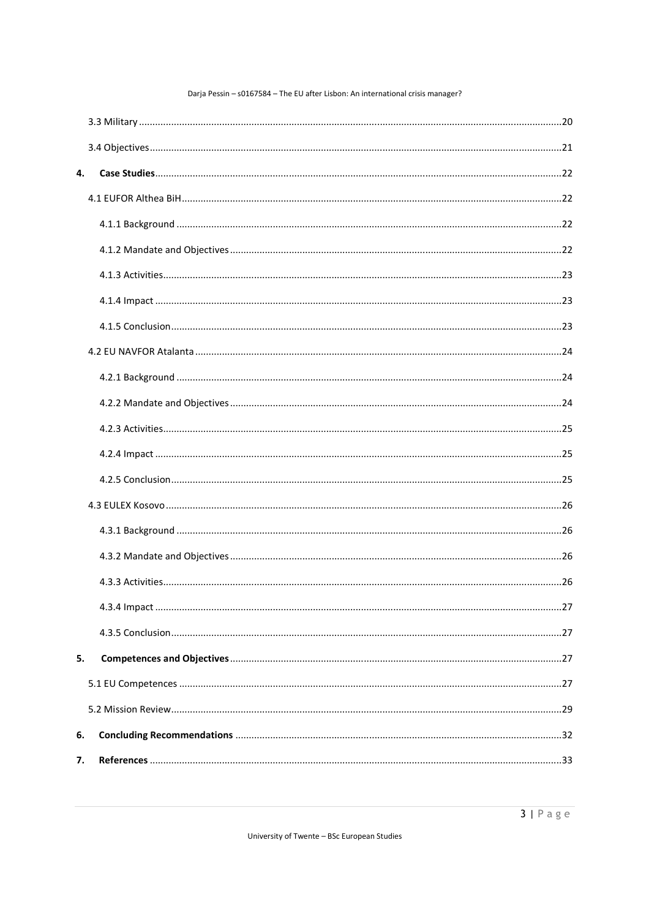3.3 Military ..... 20

3.4 Objectives ..... 21

**4. Case Studies** ..... 22

4.1 EUFOR Althea BiH ..... 22

4.1.1 Background ..... 22

4.1.2 Mandate and Objectives ..... 22

4.1.3 Activities ..... 23

4.1.4 Impact ..... 23

4.1.5 Conclusion ..... 23

4.2 EU NAVFOR Atalanta ..... 24

4.2.1 Background ..... 24

4.2.2 Mandate and Objectives ..... 24

4.2.3 Activities ..... 25

4.2.4 Impact ..... 25

4.2.5 Conclusion ..... 25

4.3 EULEX Kosovo ..... 26

4.3.1 Background ..... 26

4.3.2 Mandate and Objectives ..... 26

4.3.3 Activities ..... 26

4.3.4 Impact ..... 27

4.3.5 Conclusion ..... 27

**5. Competences and Objectives** ..... 27

5.1 EU Competences ..... 27

5.2 Mission Review ..... 29

**6. Concluding Recommendations** ..... 32

**7. References** ..... 33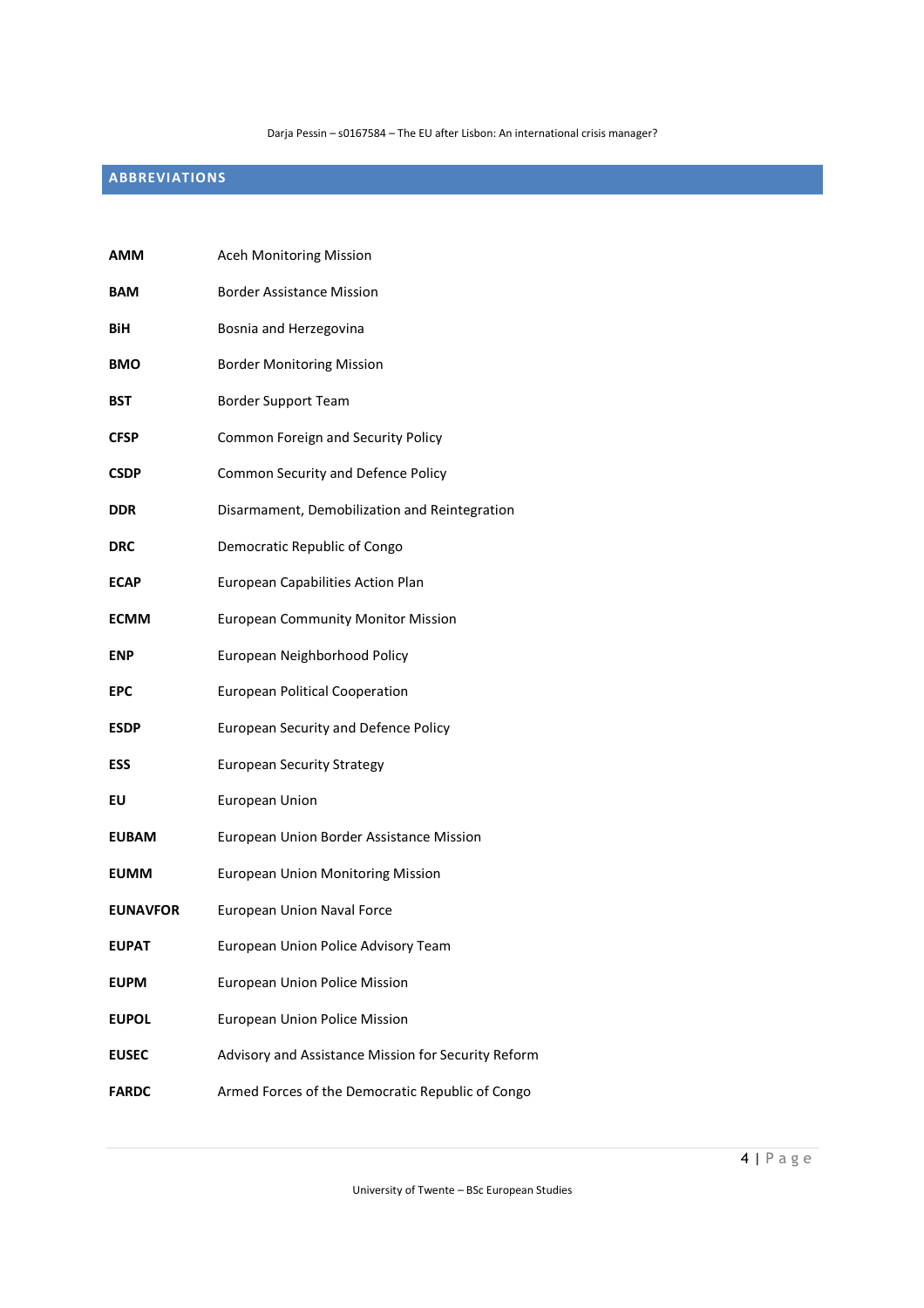## ABBREVIATIONS

| | |
|---|---|
| **AMM** | Aceh Monitoring Mission |
| **BAM** | Border Assistance Mission |
| **BiH** | Bosnia and Herzegovina |
| **BMO** | Border Monitoring Mission |
| **BST** | Border Support Team |
| **CFSP** | Common Foreign and Security Policy |
| **CSDP** | Common Security and Defence Policy |
| **DDR** | Disarmament, Demobilization and Reintegration |
| **DRC** | Democratic Republic of Congo |
| **ECAP** | European Capabilities Action Plan |
| **ECMM** | European Community Monitor Mission |
| **ENP** | European Neighborhood Policy |
| **EPC** | European Political Cooperation |
| **ESDP** | European Security and Defence Policy |
| **ESS** | European Security Strategy |
| **EU** | European Union |
| **EUBAM** | European Union Border Assistance Mission |
| **EUMM** | European Union Monitoring Mission |
| **EUNAVFOR** | European Union Naval Force |
| **EUPAT** | European Union Police Advisory Team |
| **EUPM** | European Union Police Mission |
| **EUPOL** | European Union Police Mission |
| **EUSEC** | Advisory and Assistance Mission for Security Reform |
| **FARDC** | Armed Forces of the Democratic Republic of Congo |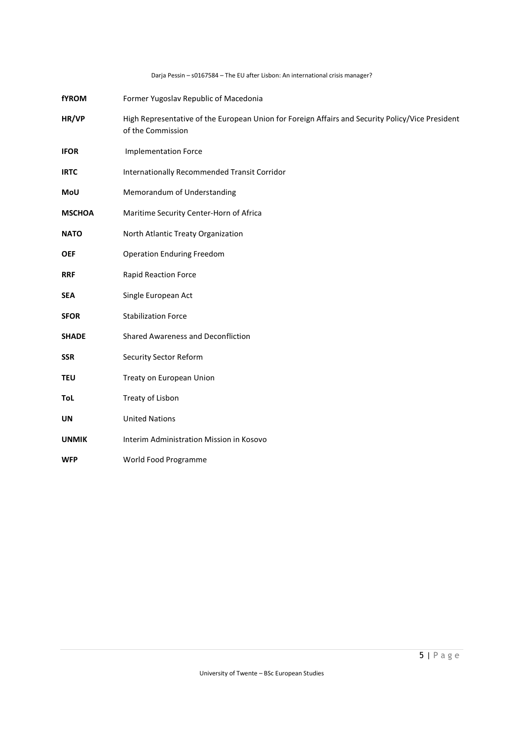| | |
|---|---|
| **fYROM** | Former Yugoslav Republic of Macedonia |
| **HR/VP** | High Representative of the European Union for Foreign Affairs and Security Policy/Vice President of the Commission |
| **IFOR** | Implementation Force |
| **IRTC** | Internationally Recommended Transit Corridor |
| **MoU** | Memorandum of Understanding |
| **MSCHOA** | Maritime Security Center-Horn of Africa |
| **NATO** | North Atlantic Treaty Organization |
| **OEF** | Operation Enduring Freedom |
| **RRF** | Rapid Reaction Force |
| **SEA** | Single European Act |
| **SFOR** | Stabilization Force |
| **SHADE** | Shared Awareness and Deconfliction |
| **SSR** | Security Sector Reform |
| **TEU** | Treaty on European Union |
| **ToL** | Treaty of Lisbon |
| **UN** | United Nations |
| **UNMIK** | Interim Administration Mission in Kosovo |
| **WFP** | World Food Programme |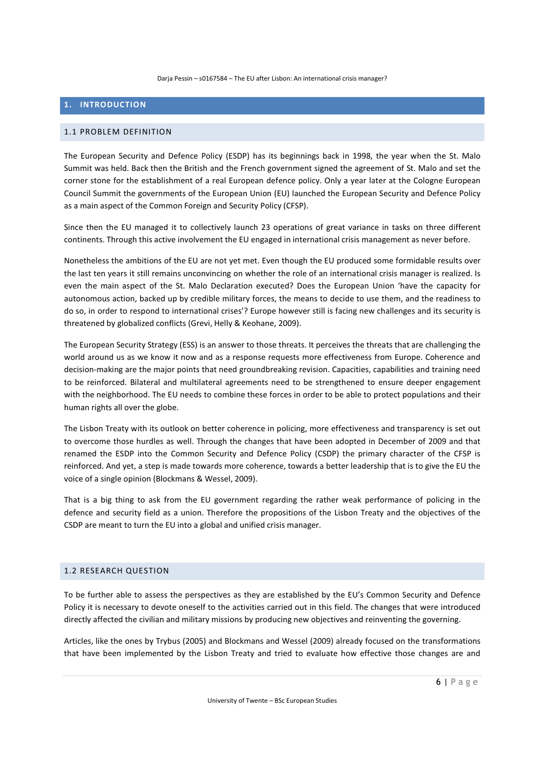# 1. INTRODUCTION

## 1.1 PROBLEM DEFINITION

The European Security and Defence Policy (ESDP) has its beginnings back in 1998, the year when the St. Malo Summit was held. Back then the British and the French government signed the agreement of St. Malo and set the corner stone for the establishment of a real European defence policy. Only a year later at the Cologne European Council Summit the governments of the European Union (EU) launched the European Security and Defence Policy as a main aspect of the Common Foreign and Security Policy (CFSP).

Since then the EU managed it to collectively launch 23 operations of great variance in tasks on three different continents. Through this active involvement the EU engaged in international crisis management as never before.

Nonetheless the ambitions of the EU are not yet met. Even though the EU produced some formidable results over the last ten years it still remains unconvincing on whether the role of an international crisis manager is realized. Is even the main aspect of the St. Malo Declaration executed? Does the European Union 'have the capacity for autonomous action, backed up by credible military forces, the means to decide to use them, and the readiness to do so, in order to respond to international crises'? Europe however still is facing new challenges and its security is threatened by globalized conflicts (Grevi, Helly & Keohane, 2009).

The European Security Strategy (ESS) is an answer to those threats. It perceives the threats that are challenging the world around us as we know it now and as a response requests more effectiveness from Europe. Coherence and decision-making are the major points that need groundbreaking revision. Capacities, capabilities and training need to be reinforced. Bilateral and multilateral agreements need to be strengthened to ensure deeper engagement with the neighborhood. The EU needs to combine these forces in order to be able to protect populations and their human rights all over the globe.

The Lisbon Treaty with its outlook on better coherence in policing, more effectiveness and transparency is set out to overcome those hurdles as well. Through the changes that have been adopted in December of 2009 and that renamed the ESDP into the Common Security and Defence Policy (CSDP) the primary character of the CFSP is reinforced. And yet, a step is made towards more coherence, towards a better leadership that is to give the EU the voice of a single opinion (Blockmans & Wessel, 2009).

That is a big thing to ask from the EU government regarding the rather weak performance of policing in the defence and security field as a union. Therefore the propositions of the Lisbon Treaty and the objectives of the CSDP are meant to turn the EU into a global and unified crisis manager.

## 1.2 RESEARCH QUESTION

To be further able to assess the perspectives as they are established by the EU's Common Security and Defence Policy it is necessary to devote oneself to the activities carried out in this field. The changes that were introduced directly affected the civilian and military missions by producing new objectives and reinventing the governing.

Articles, like the ones by Trybus (2005) and Blockmans and Wessel (2009) already focused on the transformations that have been implemented by the Lisbon Treaty and tried to evaluate how effective those changes are and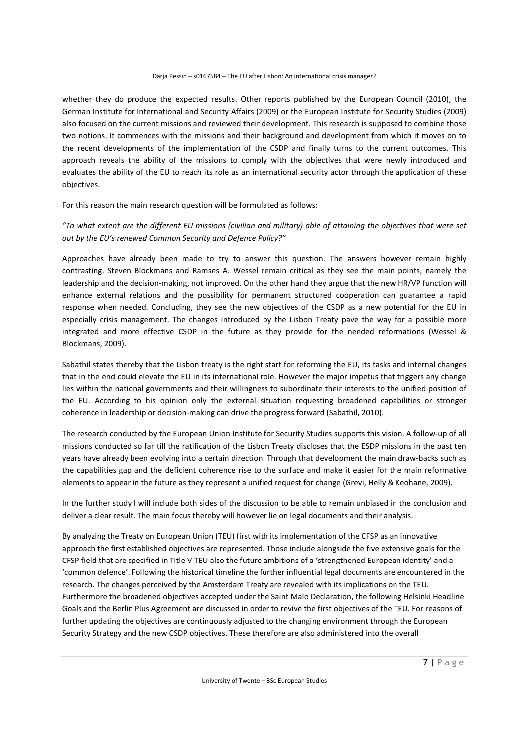whether they do produce the expected results. Other reports published by the European Council (2010), the German Institute for International and Security Affairs (2009) or the European Institute for Security Studies (2009) also focused on the current missions and reviewed their development. This research is supposed to combine those two notions. It commences with the missions and their background and development from which it moves on to the recent developments of the implementation of the CSDP and finally turns to the current outcomes. This approach reveals the ability of the missions to comply with the objectives that were newly introduced and evaluates the ability of the EU to reach its role as an international security actor through the application of these objectives.

For this reason the main research question will be formulated as follows:

*"To what extent are the different EU missions (civilian and military) able of attaining the objectives that were set out by the EU's renewed Common Security and Defence Policy?"*

Approaches have already been made to try to answer this question. The answers however remain highly contrasting. Steven Blockmans and Ramses A. Wessel remain critical as they see the main points, namely the leadership and the decision-making, not improved. On the other hand they argue that the new HR/VP function will enhance external relations and the possibility for permanent structured cooperation can guarantee a rapid response when needed. Concluding, they see the new objectives of the CSDP as a new potential for the EU in especially crisis management. The changes introduced by the Lisbon Treaty pave the way for a possible more integrated and more effective CSDP in the future as they provide for the needed reformations (Wessel & Blockmans, 2009).

Sabathil states thereby that the Lisbon treaty is the right start for reforming the EU, its tasks and internal changes that in the end could elevate the EU in its international role. However the major impetus that triggers any change lies within the national governments and their willingness to subordinate their interests to the unified position of the EU. According to his opinion only the external situation requesting broadened capabilities or stronger coherence in leadership or decision-making can drive the progress forward (Sabathil, 2010).

The research conducted by the European Union Institute for Security Studies supports this vision. A follow-up of all missions conducted so far till the ratification of the Lisbon Treaty discloses that the ESDP missions in the past ten years have already been evolving into a certain direction. Through that development the main draw-backs such as the capabilities gap and the deficient coherence rise to the surface and make it easier for the main reformative elements to appear in the future as they represent a unified request for change (Grevi, Helly & Keohane, 2009).

In the further study I will include both sides of the discussion to be able to remain unbiased in the conclusion and deliver a clear result. The main focus thereby will however lie on legal documents and their analysis.

By analyzing the Treaty on European Union (TEU) first with its implementation of the CFSP as an innovative approach the first established objectives are represented. Those include alongside the five extensive goals for the CFSP field that are specified in Title V TEU also the future ambitions of a 'strengthened European identity' and a 'common defence'. Following the historical timeline the further influential legal documents are encountered in the research. The changes perceived by the Amsterdam Treaty are revealed with its implications on the TEU. Furthermore the broadened objectives accepted under the Saint Malo Declaration, the following Helsinki Headline Goals and the Berlin Plus Agreement are discussed in order to revive the first objectives of the TEU. For reasons of further updating the objectives are continuously adjusted to the changing environment through the European Security Strategy and the new CSDP objectives. These therefore are also administered into the overall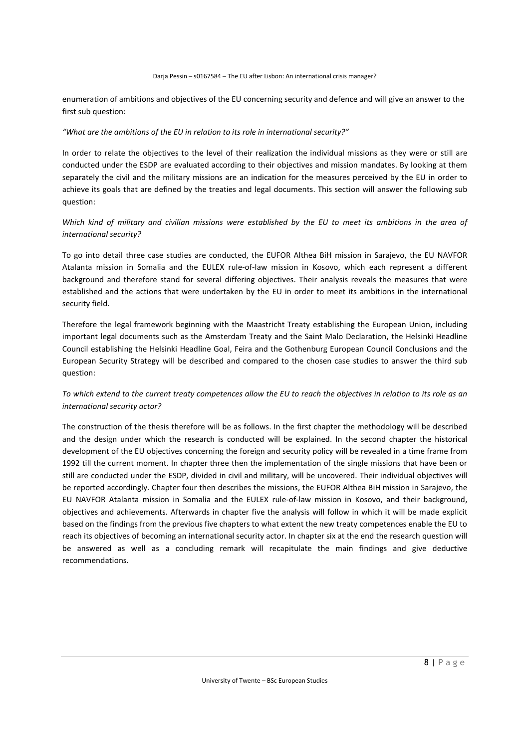enumeration of ambitions and objectives of the EU concerning security and defence and will give an answer to the first sub question:

*"What are the ambitions of the EU in relation to its role in international security?"*

In order to relate the objectives to the level of their realization the individual missions as they were or still are conducted under the ESDP are evaluated according to their objectives and mission mandates. By looking at them separately the civil and the military missions are an indication for the measures perceived by the EU in order to achieve its goals that are defined by the treaties and legal documents. This section will answer the following sub question:

*Which kind of military and civilian missions were established by the EU to meet its ambitions in the area of international security?*

To go into detail three case studies are conducted, the EUFOR Althea BiH mission in Sarajevo, the EU NAVFOR Atalanta mission in Somalia and the EULEX rule-of-law mission in Kosovo, which each represent a different background and therefore stand for several differing objectives. Their analysis reveals the measures that were established and the actions that were undertaken by the EU in order to meet its ambitions in the international security field.

Therefore the legal framework beginning with the Maastricht Treaty establishing the European Union, including important legal documents such as the Amsterdam Treaty and the Saint Malo Declaration, the Helsinki Headline Council establishing the Helsinki Headline Goal, Feira and the Gothenburg European Council Conclusions and the European Security Strategy will be described and compared to the chosen case studies to answer the third sub question:

*To which extend to the current treaty competences allow the EU to reach the objectives in relation to its role as an international security actor?*

The construction of the thesis therefore will be as follows. In the first chapter the methodology will be described and the design under which the research is conducted will be explained. In the second chapter the historical development of the EU objectives concerning the foreign and security policy will be revealed in a time frame from 1992 till the current moment. In chapter three then the implementation of the single missions that have been or still are conducted under the ESDP, divided in civil and military, will be uncovered. Their individual objectives will be reported accordingly. Chapter four then describes the missions, the EUFOR Althea BiH mission in Sarajevo, the EU NAVFOR Atalanta mission in Somalia and the EULEX rule-of-law mission in Kosovo, and their background, objectives and achievements. Afterwards in chapter five the analysis will follow in which it will be made explicit based on the findings from the previous five chapters to what extent the new treaty competences enable the EU to reach its objectives of becoming an international security actor. In chapter six at the end the research question will be answered as well as a concluding remark will recapitulate the main findings and give deductive recommendations.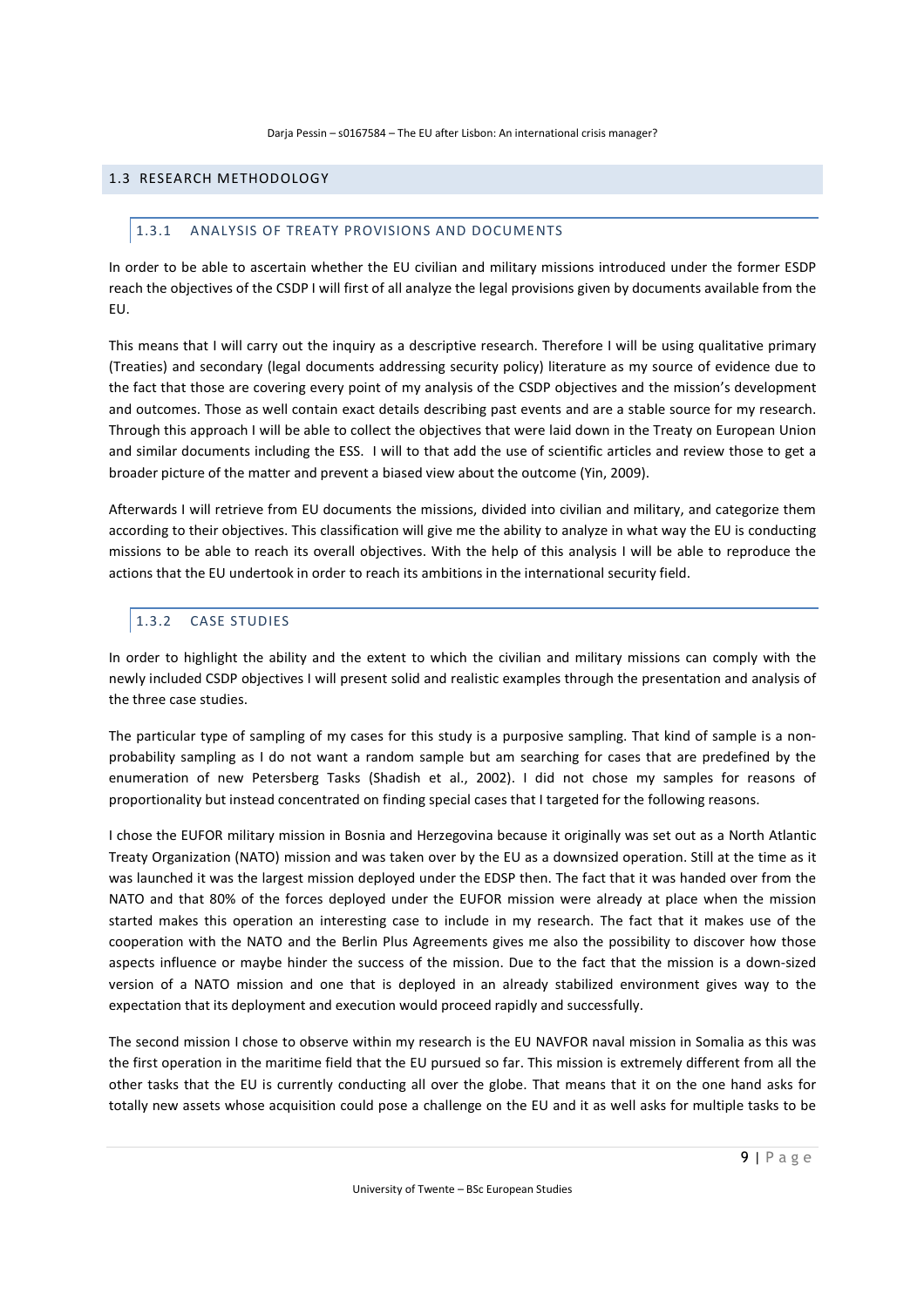## 1.3 RESEARCH METHODOLOGY

### 1.3.1 ANALYSIS OF TREATY PROVISIONS AND DOCUMENTS

In order to be able to ascertain whether the EU civilian and military missions introduced under the former ESDP reach the objectives of the CSDP I will first of all analyze the legal provisions given by documents available from the EU.

This means that I will carry out the inquiry as a descriptive research. Therefore I will be using qualitative primary (Treaties) and secondary (legal documents addressing security policy) literature as my source of evidence due to the fact that those are covering every point of my analysis of the CSDP objectives and the mission's development and outcomes. Those as well contain exact details describing past events and are a stable source for my research. Through this approach I will be able to collect the objectives that were laid down in the Treaty on European Union and similar documents including the ESS. I will to that add the use of scientific articles and review those to get a broader picture of the matter and prevent a biased view about the outcome (Yin, 2009).

Afterwards I will retrieve from EU documents the missions, divided into civilian and military, and categorize them according to their objectives. This classification will give me the ability to analyze in what way the EU is conducting missions to be able to reach its overall objectives. With the help of this analysis I will be able to reproduce the actions that the EU undertook in order to reach its ambitions in the international security field.

### 1.3.2 CASE STUDIES

In order to highlight the ability and the extent to which the civilian and military missions can comply with the newly included CSDP objectives I will present solid and realistic examples through the presentation and analysis of the three case studies.

The particular type of sampling of my cases for this study is a purposive sampling. That kind of sample is a non-probability sampling as I do not want a random sample but am searching for cases that are predefined by the enumeration of new Petersberg Tasks (Shadish et al., 2002). I did not chose my samples for reasons of proportionality but instead concentrated on finding special cases that I targeted for the following reasons.

I chose the EUFOR military mission in Bosnia and Herzegovina because it originally was set out as a North Atlantic Treaty Organization (NATO) mission and was taken over by the EU as a downsized operation. Still at the time as it was launched it was the largest mission deployed under the EDSP then. The fact that it was handed over from the NATO and that 80% of the forces deployed under the EUFOR mission were already at place when the mission started makes this operation an interesting case to include in my research. The fact that it makes use of the cooperation with the NATO and the Berlin Plus Agreements gives me also the possibility to discover how those aspects influence or maybe hinder the success of the mission. Due to the fact that the mission is a down-sized version of a NATO mission and one that is deployed in an already stabilized environment gives way to the expectation that its deployment and execution would proceed rapidly and successfully.

The second mission I chose to observe within my research is the EU NAVFOR naval mission in Somalia as this was the first operation in the maritime field that the EU pursued so far. This mission is extremely different from all the other tasks that the EU is currently conducting all over the globe. That means that it on the one hand asks for totally new assets whose acquisition could pose a challenge on the EU and it as well asks for multiple tasks to be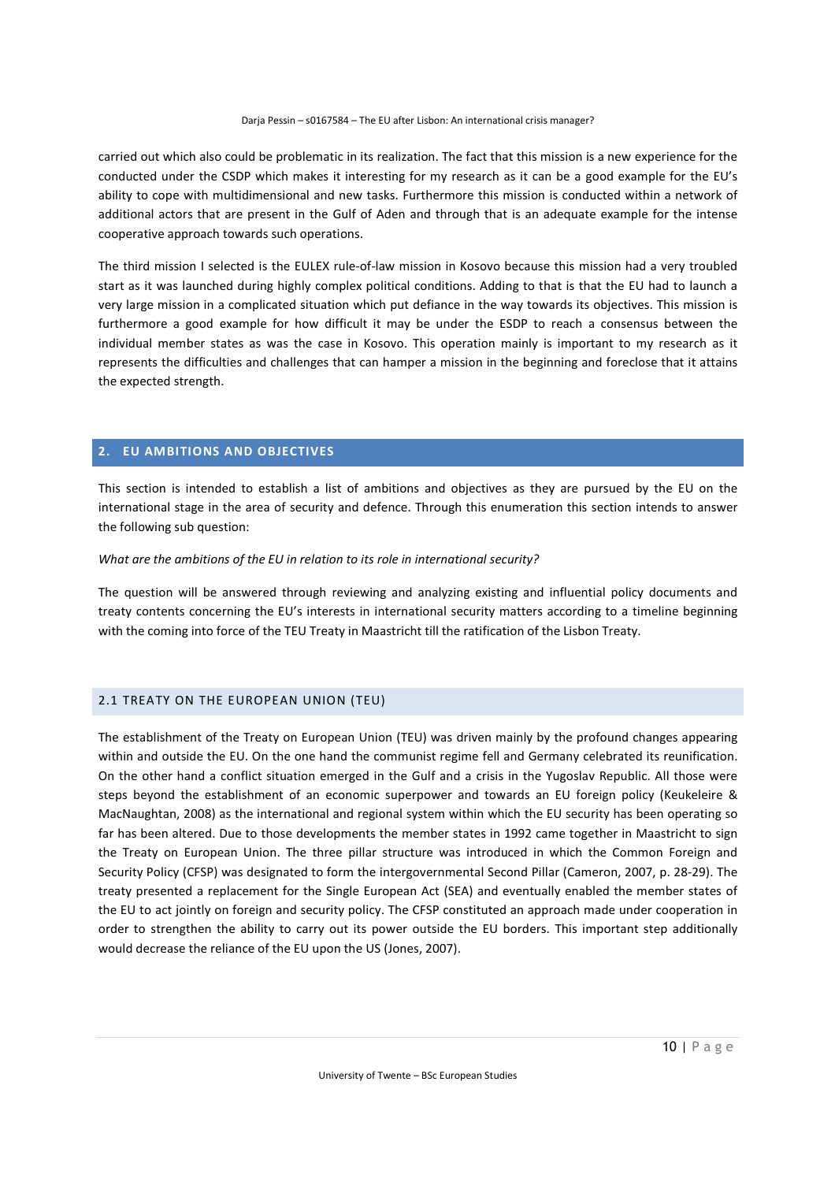carried out which also could be problematic in its realization. The fact that this mission is a new experience for the conducted under the CSDP which makes it interesting for my research as it can be a good example for the EU's ability to cope with multidimensional and new tasks. Furthermore this mission is conducted within a network of additional actors that are present in the Gulf of Aden and through that is an adequate example for the intense cooperative approach towards such operations.

The third mission I selected is the EULEX rule-of-law mission in Kosovo because this mission had a very troubled start as it was launched during highly complex political conditions. Adding to that is that the EU had to launch a very large mission in a complicated situation which put defiance in the way towards its objectives. This mission is furthermore a good example for how difficult it may be under the ESDP to reach a consensus between the individual member states as was the case in Kosovo. This operation mainly is important to my research as it represents the difficulties and challenges that can hamper a mission in the beginning and foreclose that it attains the expected strength.

## 2. EU AMBITIONS AND OBJECTIVES

This section is intended to establish a list of ambitions and objectives as they are pursued by the EU on the international stage in the area of security and defence. Through this enumeration this section intends to answer the following sub question:

*What are the ambitions of the EU in relation to its role in international security?*

The question will be answered through reviewing and analyzing existing and influential policy documents and treaty contents concerning the EU's interests in international security matters according to a timeline beginning with the coming into force of the TEU Treaty in Maastricht till the ratification of the Lisbon Treaty.

### 2.1 TREATY ON THE EUROPEAN UNION (TEU)

The establishment of the Treaty on European Union (TEU) was driven mainly by the profound changes appearing within and outside the EU. On the one hand the communist regime fell and Germany celebrated its reunification. On the other hand a conflict situation emerged in the Gulf and a crisis in the Yugoslav Republic. All those were steps beyond the establishment of an economic superpower and towards an EU foreign policy (Keukeleire & MacNaughtan, 2008) as the international and regional system within which the EU security has been operating so far has been altered. Due to those developments the member states in 1992 came together in Maastricht to sign the Treaty on European Union. The three pillar structure was introduced in which the Common Foreign and Security Policy (CFSP) was designated to form the intergovernmental Second Pillar (Cameron, 2007, p. 28-29). The treaty presented a replacement for the Single European Act (SEA) and eventually enabled the member states of the EU to act jointly on foreign and security policy. The CFSP constituted an approach made under cooperation in order to strengthen the ability to carry out its power outside the EU borders. This important step additionally would decrease the reliance of the EU upon the US (Jones, 2007).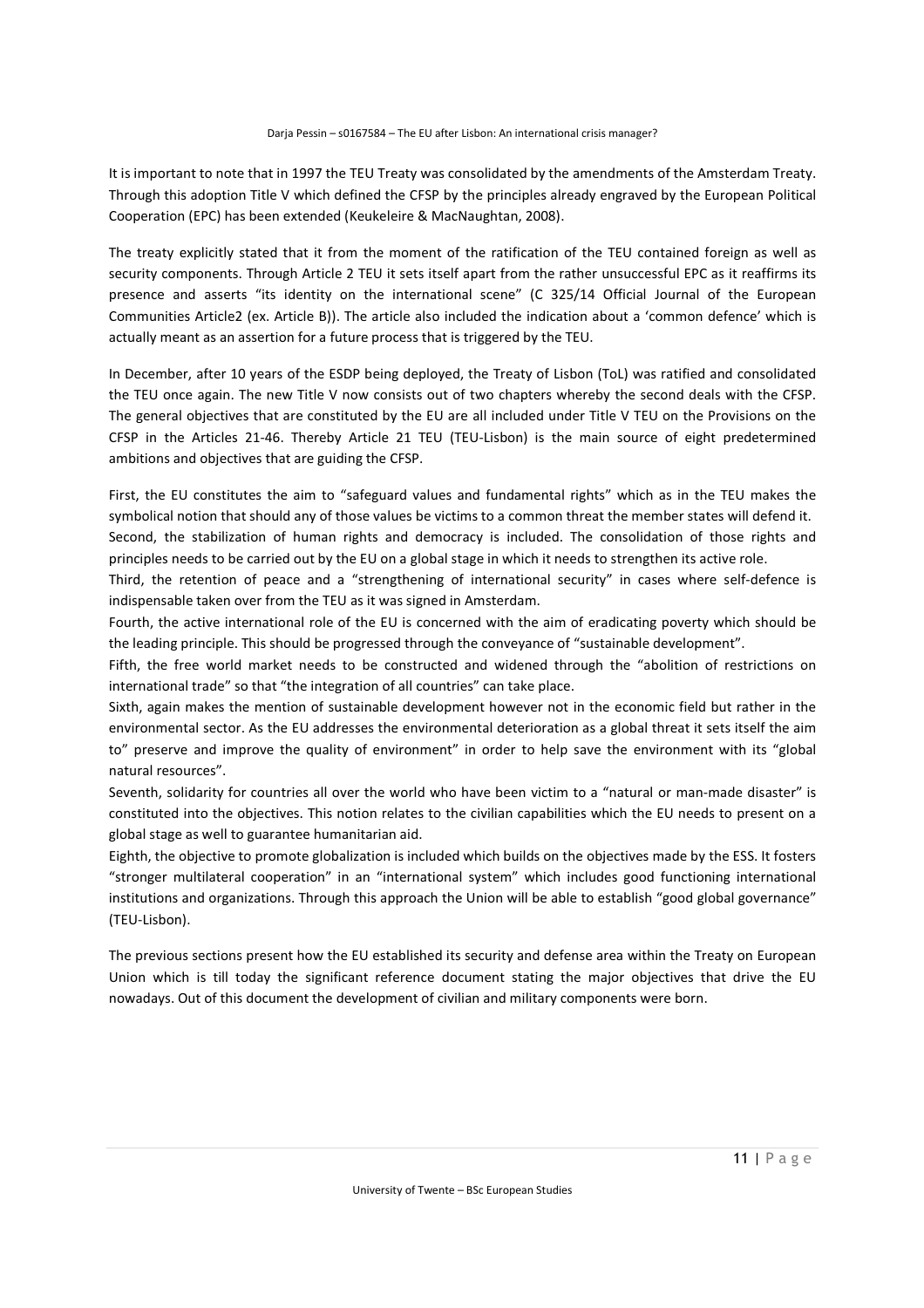It is important to note that in 1997 the TEU Treaty was consolidated by the amendments of the Amsterdam Treaty. Through this adoption Title V which defined the CFSP by the principles already engraved by the European Political Cooperation (EPC) has been extended (Keukeleire & MacNaughtan, 2008).

The treaty explicitly stated that it from the moment of the ratification of the TEU contained foreign as well as security components. Through Article 2 TEU it sets itself apart from the rather unsuccessful EPC as it reaffirms its presence and asserts "its identity on the international scene" (C 325/14 Official Journal of the European Communities Article2 (ex. Article B)). The article also included the indication about a 'common defence' which is actually meant as an assertion for a future process that is triggered by the TEU.

In December, after 10 years of the ESDP being deployed, the Treaty of Lisbon (ToL) was ratified and consolidated the TEU once again. The new Title V now consists out of two chapters whereby the second deals with the CFSP. The general objectives that are constituted by the EU are all included under Title V TEU on the Provisions on the CFSP in the Articles 21-46. Thereby Article 21 TEU (TEU-Lisbon) is the main source of eight predetermined ambitions and objectives that are guiding the CFSP.

First, the EU constitutes the aim to "safeguard values and fundamental rights" which as in the TEU makes the symbolical notion that should any of those values be victims to a common threat the member states will defend it.
Second, the stabilization of human rights and democracy is included. The consolidation of those rights and principles needs to be carried out by the EU on a global stage in which it needs to strengthen its active role.
Third, the retention of peace and a "strengthening of international security" in cases where self-defence is indispensable taken over from the TEU as it was signed in Amsterdam.
Fourth, the active international role of the EU is concerned with the aim of eradicating poverty which should be the leading principle. This should be progressed through the conveyance of "sustainable development".
Fifth, the free world market needs to be constructed and widened through the "abolition of restrictions on international trade" so that "the integration of all countries" can take place.
Sixth, again makes the mention of sustainable development however not in the economic field but rather in the environmental sector. As the EU addresses the environmental deterioration as a global threat it sets itself the aim to" preserve and improve the quality of environment" in order to help save the environment with its "global natural resources".
Seventh, solidarity for countries all over the world who have been victim to a "natural or man-made disaster" is constituted into the objectives. This notion relates to the civilian capabilities which the EU needs to present on a global stage as well to guarantee humanitarian aid.
Eighth, the objective to promote globalization is included which builds on the objectives made by the ESS. It fosters "stronger multilateral cooperation" in an "international system" which includes good functioning international institutions and organizations. Through this approach the Union will be able to establish "good global governance" (TEU-Lisbon).

The previous sections present how the EU established its security and defense area within the Treaty on European Union which is till today the significant reference document stating the major objectives that drive the EU nowadays. Out of this document the development of civilian and military components were born.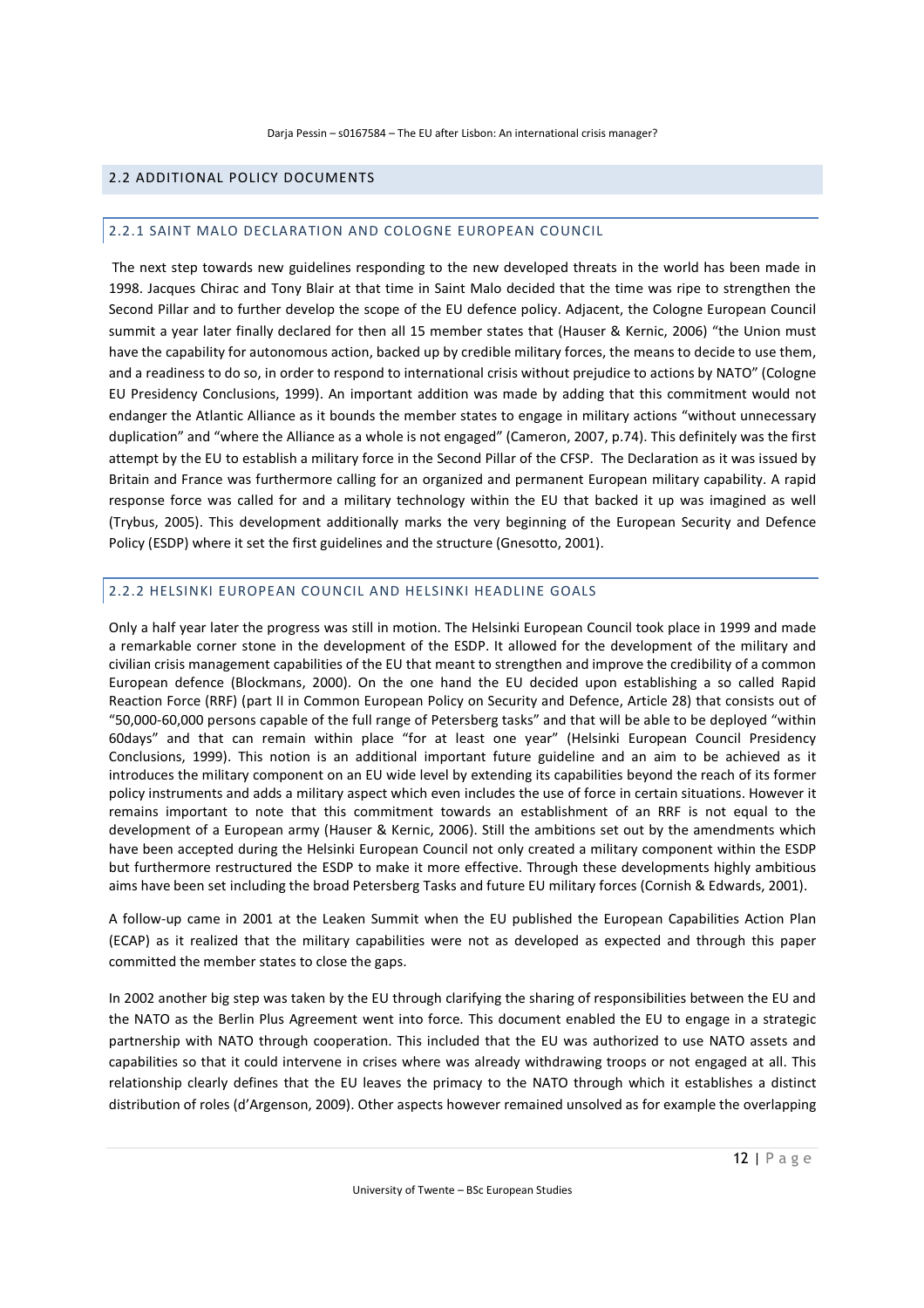## 2.2 ADDITIONAL POLICY DOCUMENTS

### 2.2.1 SAINT MALO DECLARATION AND COLOGNE EUROPEAN COUNCIL

The next step towards new guidelines responding to the new developed threats in the world has been made in 1998. Jacques Chirac and Tony Blair at that time in Saint Malo decided that the time was ripe to strengthen the Second Pillar and to further develop the scope of the EU defence policy. Adjacent, the Cologne European Council summit a year later finally declared for then all 15 member states that (Hauser & Kernic, 2006) "the Union must have the capability for autonomous action, backed up by credible military forces, the means to decide to use them, and a readiness to do so, in order to respond to international crisis without prejudice to actions by NATO" (Cologne EU Presidency Conclusions, 1999). An important addition was made by adding that this commitment would not endanger the Atlantic Alliance as it bounds the member states to engage in military actions "without unnecessary duplication" and "where the Alliance as a whole is not engaged" (Cameron, 2007, p.74). This definitely was the first attempt by the EU to establish a military force in the Second Pillar of the CFSP. The Declaration as it was issued by Britain and France was furthermore calling for an organized and permanent European military capability. A rapid response force was called for and a military technology within the EU that backed it up was imagined as well (Trybus, 2005). This development additionally marks the very beginning of the European Security and Defence Policy (ESDP) where it set the first guidelines and the structure (Gnesotto, 2001).

### 2.2.2 HELSINKI EUROPEAN COUNCIL AND HELSINKI HEADLINE GOALS

Only a half year later the progress was still in motion. The Helsinki European Council took place in 1999 and made a remarkable corner stone in the development of the ESDP. It allowed for the development of the military and civilian crisis management capabilities of the EU that meant to strengthen and improve the credibility of a common European defence (Blockmans, 2000). On the one hand the EU decided upon establishing a so called Rapid Reaction Force (RRF) (part II in Common European Policy on Security and Defence, Article 28) that consists out of "50,000-60,000 persons capable of the full range of Petersberg tasks" and that will be able to be deployed "within 60days" and that can remain within place "for at least one year" (Helsinki European Council Presidency Conclusions, 1999). This notion is an additional important future guideline and an aim to be achieved as it introduces the military component on an EU wide level by extending its capabilities beyond the reach of its former policy instruments and adds a military aspect which even includes the use of force in certain situations. However it remains important to note that this commitment towards an establishment of an RRF is not equal to the development of a European army (Hauser & Kernic, 2006). Still the ambitions set out by the amendments which have been accepted during the Helsinki European Council not only created a military component within the ESDP but furthermore restructured the ESDP to make it more effective. Through these developments highly ambitious aims have been set including the broad Petersberg Tasks and future EU military forces (Cornish & Edwards, 2001).

A follow-up came in 2001 at the Leaken Summit when the EU published the European Capabilities Action Plan (ECAP) as it realized that the military capabilities were not as developed as expected and through this paper committed the member states to close the gaps.

In 2002 another big step was taken by the EU through clarifying the sharing of responsibilities between the EU and the NATO as the Berlin Plus Agreement went into force. This document enabled the EU to engage in a strategic partnership with NATO through cooperation. This included that the EU was authorized to use NATO assets and capabilities so that it could intervene in crises where was already withdrawing troops or not engaged at all. This relationship clearly defines that the EU leaves the primacy to the NATO through which it establishes a distinct distribution of roles (d'Argenson, 2009). Other aspects however remained unsolved as for example the overlapping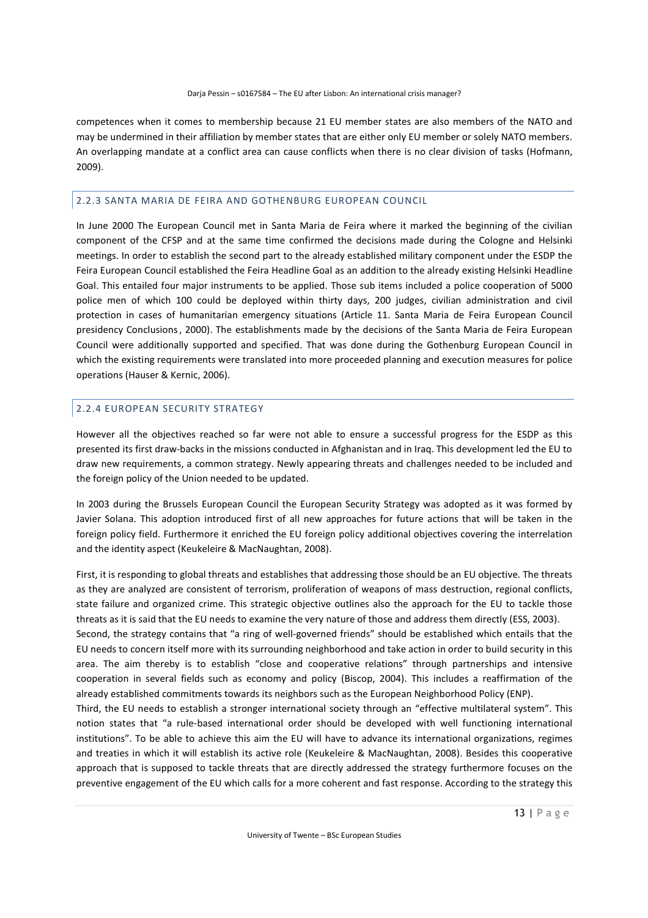competences when it comes to membership because 21 EU member states are also members of the NATO and may be undermined in their affiliation by member states that are either only EU member or solely NATO members. An overlapping mandate at a conflict area can cause conflicts when there is no clear division of tasks (Hofmann, 2009).

### 2.2.3 SANTA MARIA DE FEIRA AND GOTHENBURG EUROPEAN COUNCIL

In June 2000 The European Council met in Santa Maria de Feira where it marked the beginning of the civilian component of the CFSP and at the same time confirmed the decisions made during the Cologne and Helsinki meetings. In order to establish the second part to the already established military component under the ESDP the Feira European Council established the Feira Headline Goal as an addition to the already existing Helsinki Headline Goal. This entailed four major instruments to be applied. Those sub items included a police cooperation of 5000 police men of which 100 could be deployed within thirty days, 200 judges, civilian administration and civil protection in cases of humanitarian emergency situations (Article 11. Santa Maria de Feira European Council presidency Conclusions, 2000). The establishments made by the decisions of the Santa Maria de Feira European Council were additionally supported and specified. That was done during the Gothenburg European Council in which the existing requirements were translated into more proceeded planning and execution measures for police operations (Hauser & Kernic, 2006).

### 2.2.4 EUROPEAN SECURITY STRATEGY

However all the objectives reached so far were not able to ensure a successful progress for the ESDP as this presented its first draw-backs in the missions conducted in Afghanistan and in Iraq. This development led the EU to draw new requirements, a common strategy. Newly appearing threats and challenges needed to be included and the foreign policy of the Union needed to be updated.

In 2003 during the Brussels European Council the European Security Strategy was adopted as it was formed by Javier Solana. This adoption introduced first of all new approaches for future actions that will be taken in the foreign policy field. Furthermore it enriched the EU foreign policy additional objectives covering the interrelation and the identity aspect (Keukeleire & MacNaughtan, 2008).

First, it is responding to global threats and establishes that addressing those should be an EU objective. The threats as they are analyzed are consistent of terrorism, proliferation of weapons of mass destruction, regional conflicts, state failure and organized crime. This strategic objective outlines also the approach for the EU to tackle those threats as it is said that the EU needs to examine the very nature of those and address them directly (ESS, 2003).

Second, the strategy contains that "a ring of well-governed friends" should be established which entails that the EU needs to concern itself more with its surrounding neighborhood and take action in order to build security in this area. The aim thereby is to establish "close and cooperative relations" through partnerships and intensive cooperation in several fields such as economy and policy (Biscop, 2004). This includes a reaffirmation of the already established commitments towards its neighbors such as the European Neighborhood Policy (ENP).

Third, the EU needs to establish a stronger international society through an "effective multilateral system". This notion states that "a rule-based international order should be developed with well functioning international institutions". To be able to achieve this aim the EU will have to advance its international organizations, regimes and treaties in which it will establish its active role (Keukeleire & MacNaughtan, 2008). Besides this cooperative approach that is supposed to tackle threats that are directly addressed the strategy furthermore focuses on the preventive engagement of the EU which calls for a more coherent and fast response. According to the strategy this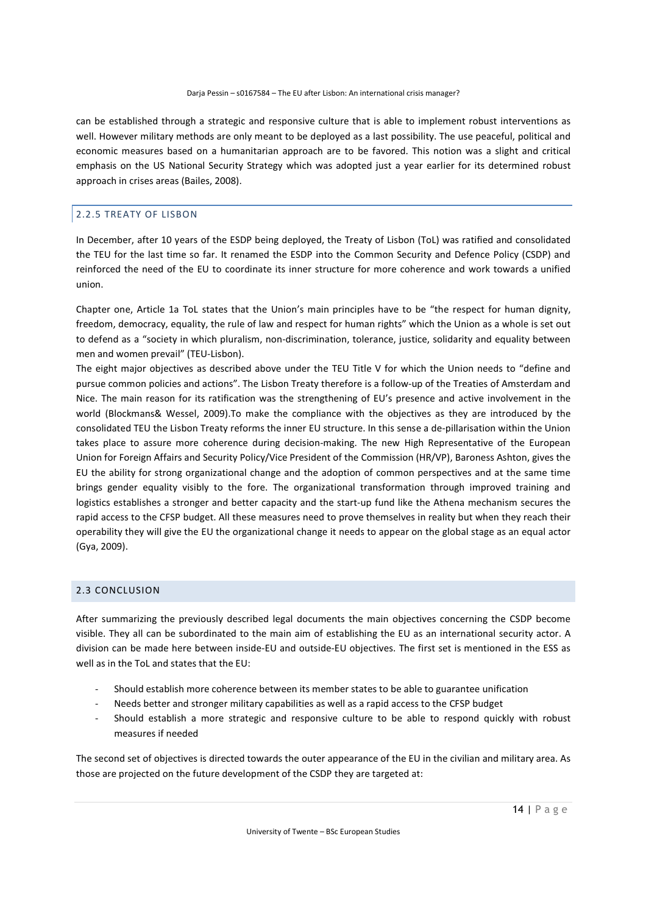can be established through a strategic and responsive culture that is able to implement robust interventions as well. However military methods are only meant to be deployed as a last possibility. The use peaceful, political and economic measures based on a humanitarian approach are to be favored. This notion was a slight and critical emphasis on the US National Security Strategy which was adopted just a year earlier for its determined robust approach in crises areas (Bailes, 2008).

### 2.2.5 TREATY OF LISBON

In December, after 10 years of the ESDP being deployed, the Treaty of Lisbon (ToL) was ratified and consolidated the TEU for the last time so far. It renamed the ESDP into the Common Security and Defence Policy (CSDP) and reinforced the need of the EU to coordinate its inner structure for more coherence and work towards a unified union.

Chapter one, Article 1a ToL states that the Union's main principles have to be "the respect for human dignity, freedom, democracy, equality, the rule of law and respect for human rights" which the Union as a whole is set out to defend as a "society in which pluralism, non-discrimination, tolerance, justice, solidarity and equality between men and women prevail" (TEU-Lisbon).

The eight major objectives as described above under the TEU Title V for which the Union needs to "define and pursue common policies and actions". The Lisbon Treaty therefore is a follow-up of the Treaties of Amsterdam and Nice. The main reason for its ratification was the strengthening of EU's presence and active involvement in the world (Blockmans& Wessel, 2009).To make the compliance with the objectives as they are introduced by the consolidated TEU the Lisbon Treaty reforms the inner EU structure. In this sense a de-pillarisation within the Union takes place to assure more coherence during decision-making. The new High Representative of the European Union for Foreign Affairs and Security Policy/Vice President of the Commission (HR/VP), Baroness Ashton, gives the EU the ability for strong organizational change and the adoption of common perspectives and at the same time brings gender equality visibly to the fore. The organizational transformation through improved training and logistics establishes a stronger and better capacity and the start-up fund like the Athena mechanism secures the rapid access to the CFSP budget. All these measures need to prove themselves in reality but when they reach their operability they will give the EU the organizational change it needs to appear on the global stage as an equal actor (Gya, 2009).

## 2.3 CONCLUSION

After summarizing the previously described legal documents the main objectives concerning the CSDP become visible. They all can be subordinated to the main aim of establishing the EU as an international security actor. A division can be made here between inside-EU and outside-EU objectives. The first set is mentioned in the ESS as well as in the ToL and states that the EU:

- Should establish more coherence between its member states to be able to guarantee unification
- Needs better and stronger military capabilities as well as a rapid access to the CFSP budget
- Should establish a more strategic and responsive culture to be able to respond quickly with robust measures if needed

The second set of objectives is directed towards the outer appearance of the EU in the civilian and military area. As those are projected on the future development of the CSDP they are targeted at: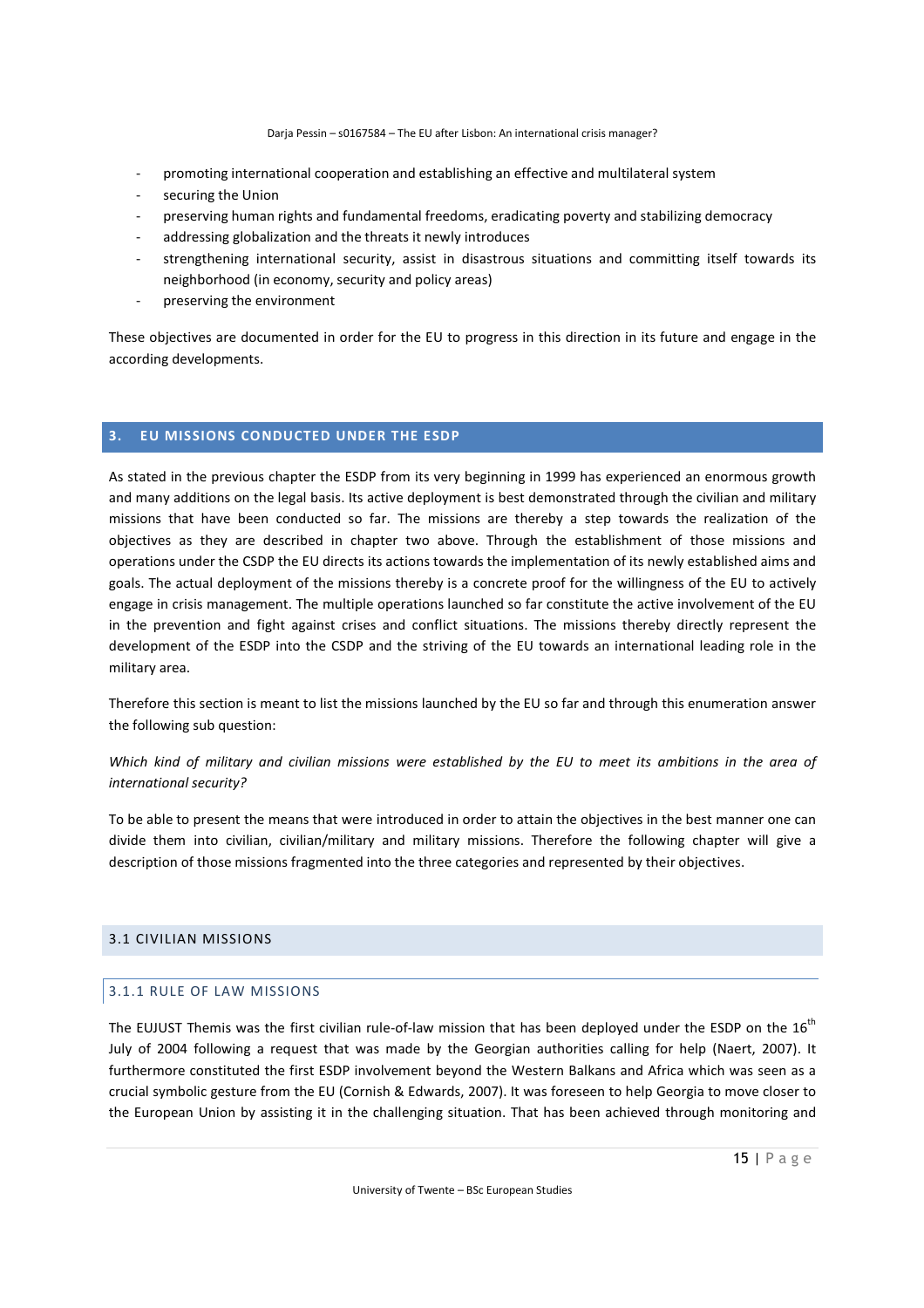- promoting international cooperation and establishing an effective and multilateral system
- securing the Union
- preserving human rights and fundamental freedoms, eradicating poverty and stabilizing democracy
- addressing globalization and the threats it newly introduces
- strengthening international security, assist in disastrous situations and committing itself towards its neighborhood (in economy, security and policy areas)
- preserving the environment

These objectives are documented in order for the EU to progress in this direction in its future and engage in the according developments.

# 3. EU MISSIONS CONDUCTED UNDER THE ESDP

As stated in the previous chapter the ESDP from its very beginning in 1999 has experienced an enormous growth and many additions on the legal basis. Its active deployment is best demonstrated through the civilian and military missions that have been conducted so far. The missions are thereby a step towards the realization of the objectives as they are described in chapter two above. Through the establishment of those missions and operations under the CSDP the EU directs its actions towards the implementation of its newly established aims and goals. The actual deployment of the missions thereby is a concrete proof for the willingness of the EU to actively engage in crisis management. The multiple operations launched so far constitute the active involvement of the EU in the prevention and fight against crises and conflict situations. The missions thereby directly represent the development of the ESDP into the CSDP and the striving of the EU towards an international leading role in the military area.

Therefore this section is meant to list the missions launched by the EU so far and through this enumeration answer the following sub question:

*Which kind of military and civilian missions were established by the EU to meet its ambitions in the area of international security?*

To be able to present the means that were introduced in order to attain the objectives in the best manner one can divide them into civilian, civilian/military and military missions. Therefore the following chapter will give a description of those missions fragmented into the three categories and represented by their objectives.

## 3.1 CIVILIAN MISSIONS

### 3.1.1 RULE OF LAW MISSIONS

The EUJUST Themis was the first civilian rule-of-law mission that has been deployed under the ESDP on the 16th July of 2004 following a request that was made by the Georgian authorities calling for help (Naert, 2007). It furthermore constituted the first ESDP involvement beyond the Western Balkans and Africa which was seen as a crucial symbolic gesture from the EU (Cornish & Edwards, 2007). It was foreseen to help Georgia to move closer to the European Union by assisting it in the challenging situation. That has been achieved through monitoring and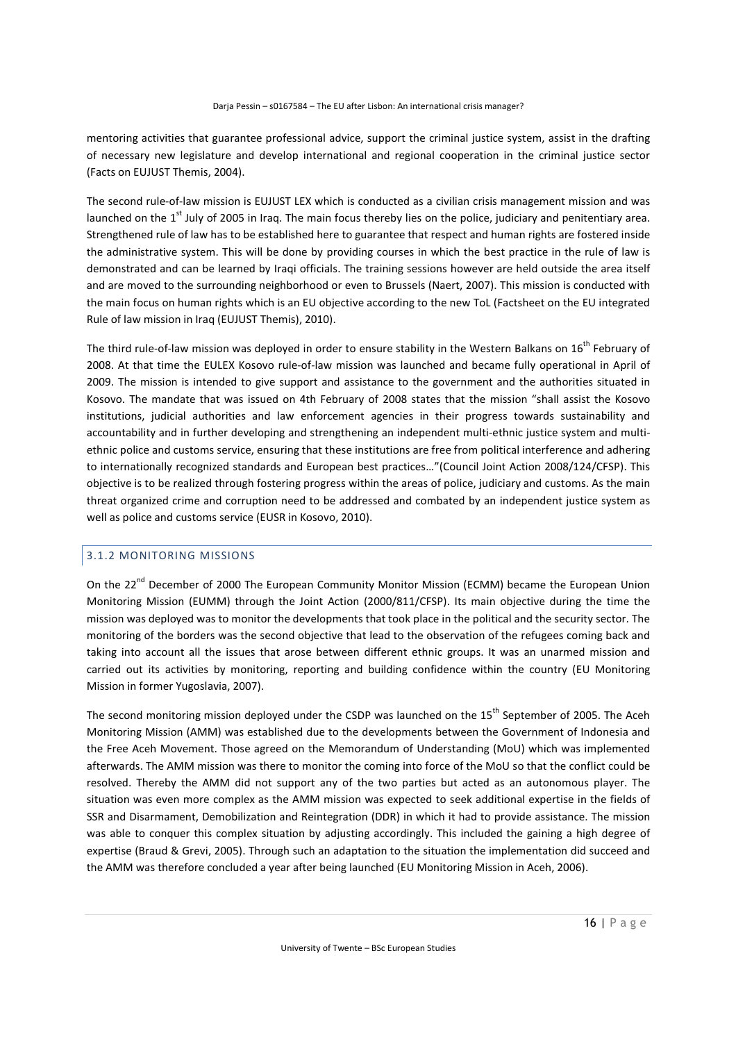mentoring activities that guarantee professional advice, support the criminal justice system, assist in the drafting of necessary new legislature and develop international and regional cooperation in the criminal justice sector (Facts on EUJUST Themis, 2004).

The second rule-of-law mission is EUJUST LEX which is conducted as a civilian crisis management mission and was launched on the 1st July of 2005 in Iraq. The main focus thereby lies on the police, judiciary and penitentiary area. Strengthened rule of law has to be established here to guarantee that respect and human rights are fostered inside the administrative system. This will be done by providing courses in which the best practice in the rule of law is demonstrated and can be learned by Iraqi officials. The training sessions however are held outside the area itself and are moved to the surrounding neighborhood or even to Brussels (Naert, 2007). This mission is conducted with the main focus on human rights which is an EU objective according to the new ToL (Factsheet on the EU integrated Rule of law mission in Iraq (EUJUST Themis), 2010).

The third rule-of-law mission was deployed in order to ensure stability in the Western Balkans on 16th February of 2008. At that time the EULEX Kosovo rule-of-law mission was launched and became fully operational in April of 2009. The mission is intended to give support and assistance to the government and the authorities situated in Kosovo. The mandate that was issued on 4th February of 2008 states that the mission "shall assist the Kosovo institutions, judicial authorities and law enforcement agencies in their progress towards sustainability and accountability and in further developing and strengthening an independent multi-ethnic justice system and multi-ethnic police and customs service, ensuring that these institutions are free from political interference and adhering to internationally recognized standards and European best practices…"(Council Joint Action 2008/124/CFSP). This objective is to be realized through fostering progress within the areas of police, judiciary and customs. As the main threat organized crime and corruption need to be addressed and combated by an independent justice system as well as police and customs service (EUSR in Kosovo, 2010).

### 3.1.2 MONITORING MISSIONS

On the 22nd December of 2000 The European Community Monitor Mission (ECMM) became the European Union Monitoring Mission (EUMM) through the Joint Action (2000/811/CFSP). Its main objective during the time the mission was deployed was to monitor the developments that took place in the political and the security sector. The monitoring of the borders was the second objective that lead to the observation of the refugees coming back and taking into account all the issues that arose between different ethnic groups. It was an unarmed mission and carried out its activities by monitoring, reporting and building confidence within the country (EU Monitoring Mission in former Yugoslavia, 2007).

The second monitoring mission deployed under the CSDP was launched on the 15th September of 2005. The Aceh Monitoring Mission (AMM) was established due to the developments between the Government of Indonesia and the Free Aceh Movement. Those agreed on the Memorandum of Understanding (MoU) which was implemented afterwards. The AMM mission was there to monitor the coming into force of the MoU so that the conflict could be resolved. Thereby the AMM did not support any of the two parties but acted as an autonomous player. The situation was even more complex as the AMM mission was expected to seek additional expertise in the fields of SSR and Disarmament, Demobilization and Reintegration (DDR) in which it had to provide assistance. The mission was able to conquer this complex situation by adjusting accordingly. This included the gaining a high degree of expertise (Braud & Grevi, 2005). Through such an adaptation to the situation the implementation did succeed and the AMM was therefore concluded a year after being launched (EU Monitoring Mission in Aceh, 2006).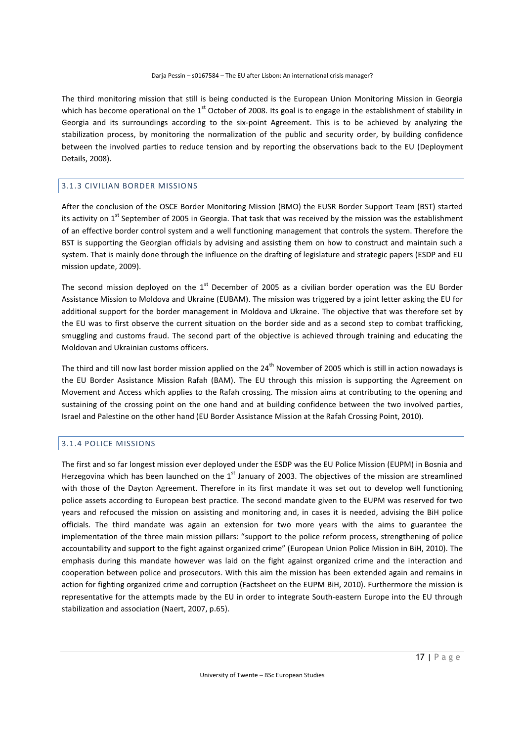The third monitoring mission that still is being conducted is the European Union Monitoring Mission in Georgia which has become operational on the 1st October of 2008. Its goal is to engage in the establishment of stability in Georgia and its surroundings according to the six-point Agreement. This is to be achieved by analyzing the stabilization process, by monitoring the normalization of the public and security order, by building confidence between the involved parties to reduce tension and by reporting the observations back to the EU (Deployment Details, 2008).

### 3.1.3 CIVILIAN BORDER MISSIONS

After the conclusion of the OSCE Border Monitoring Mission (BMO) the EUSR Border Support Team (BST) started its activity on 1st September of 2005 in Georgia. That task that was received by the mission was the establishment of an effective border control system and a well functioning management that controls the system. Therefore the BST is supporting the Georgian officials by advising and assisting them on how to construct and maintain such a system. That is mainly done through the influence on the drafting of legislature and strategic papers (ESDP and EU mission update, 2009).

The second mission deployed on the 1st December of 2005 as a civilian border operation was the EU Border Assistance Mission to Moldova and Ukraine (EUBAM). The mission was triggered by a joint letter asking the EU for additional support for the border management in Moldova and Ukraine. The objective that was therefore set by the EU was to first observe the current situation on the border side and as a second step to combat trafficking, smuggling and customs fraud. The second part of the objective is achieved through training and educating the Moldovan and Ukrainian customs officers.

The third and till now last border mission applied on the 24th November of 2005 which is still in action nowadays is the EU Border Assistance Mission Rafah (BAM). The EU through this mission is supporting the Agreement on Movement and Access which applies to the Rafah crossing. The mission aims at contributing to the opening and sustaining of the crossing point on the one hand and at building confidence between the two involved parties, Israel and Palestine on the other hand (EU Border Assistance Mission at the Rafah Crossing Point, 2010).

### 3.1.4 POLICE MISSIONS

The first and so far longest mission ever deployed under the ESDP was the EU Police Mission (EUPM) in Bosnia and Herzegovina which has been launched on the 1st January of 2003. The objectives of the mission are streamlined with those of the Dayton Agreement. Therefore in its first mandate it was set out to develop well functioning police assets according to European best practice. The second mandate given to the EUPM was reserved for two years and refocused the mission on assisting and monitoring and, in cases it is needed, advising the BiH police officials. The third mandate was again an extension for two more years with the aims to guarantee the implementation of the three main mission pillars: "support to the police reform process, strengthening of police accountability and support to the fight against organized crime" (European Union Police Mission in BiH, 2010). The emphasis during this mandate however was laid on the fight against organized crime and the interaction and cooperation between police and prosecutors. With this aim the mission has been extended again and remains in action for fighting organized crime and corruption (Factsheet on the EUPM BiH, 2010). Furthermore the mission is representative for the attempts made by the EU in order to integrate South-eastern Europe into the EU through stabilization and association (Naert, 2007, p.65).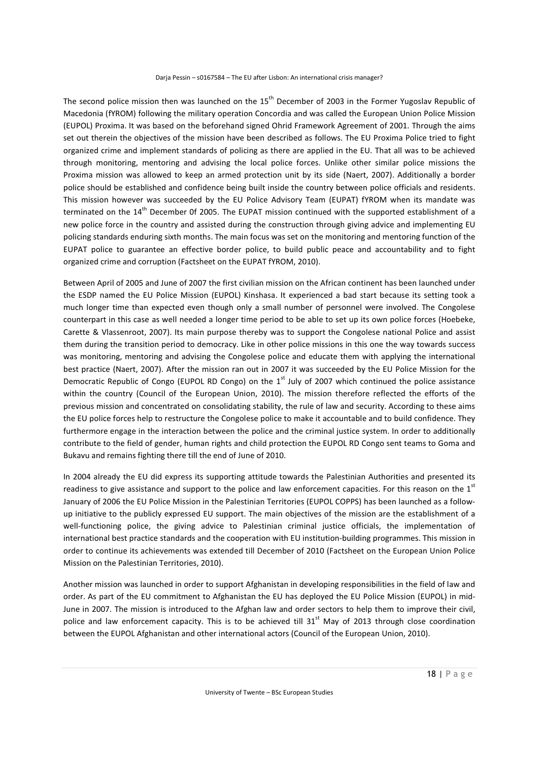The second police mission then was launched on the 15th December of 2003 in the Former Yugoslav Republic of Macedonia (fYROM) following the military operation Concordia and was called the European Union Police Mission (EUPOL) Proxima. It was based on the beforehand signed Ohrid Framework Agreement of 2001. Through the aims set out therein the objectives of the mission have been described as follows. The EU Proxima Police tried to fight organized crime and implement standards of policing as there are applied in the EU. That all was to be achieved through monitoring, mentoring and advising the local police forces. Unlike other similar police missions the Proxima mission was allowed to keep an armed protection unit by its side (Naert, 2007). Additionally a border police should be established and confidence being built inside the country between police officials and residents. This mission however was succeeded by the EU Police Advisory Team (EUPAT) fYROM when its mandate was terminated on the 14th December 0f 2005. The EUPAT mission continued with the supported establishment of a new police force in the country and assisted during the construction through giving advice and implementing EU policing standards enduring sixth months. The main focus was set on the monitoring and mentoring function of the EUPAT police to guarantee an effective border police, to build public peace and accountability and to fight organized crime and corruption (Factsheet on the EUPAT fYROM, 2010).

Between April of 2005 and June of 2007 the first civilian mission on the African continent has been launched under the ESDP named the EU Police Mission (EUPOL) Kinshasa. It experienced a bad start because its setting took a much longer time than expected even though only a small number of personnel were involved. The Congolese counterpart in this case as well needed a longer time period to be able to set up its own police forces (Hoebeke, Carette & Vlassenroot, 2007). Its main purpose thereby was to support the Congolese national Police and assist them during the transition period to democracy. Like in other police missions in this one the way towards success was monitoring, mentoring and advising the Congolese police and educate them with applying the international best practice (Naert, 2007). After the mission ran out in 2007 it was succeeded by the EU Police Mission for the Democratic Republic of Congo (EUPOL RD Congo) on the 1st July of 2007 which continued the police assistance within the country (Council of the European Union, 2010). The mission therefore reflected the efforts of the previous mission and concentrated on consolidating stability, the rule of law and security. According to these aims the EU police forces help to restructure the Congolese police to make it accountable and to build confidence. They furthermore engage in the interaction between the police and the criminal justice system. In order to additionally contribute to the field of gender, human rights and child protection the EUPOL RD Congo sent teams to Goma and Bukavu and remains fighting there till the end of June of 2010.

In 2004 already the EU did express its supporting attitude towards the Palestinian Authorities and presented its readiness to give assistance and support to the police and law enforcement capacities. For this reason on the 1st January of 2006 the EU Police Mission in the Palestinian Territories (EUPOL COPPS) has been launched as a follow-up initiative to the publicly expressed EU support. The main objectives of the mission are the establishment of a well-functioning police, the giving advice to Palestinian criminal justice officials, the implementation of international best practice standards and the cooperation with EU institution-building programmes. This mission in order to continue its achievements was extended till December of 2010 (Factsheet on the European Union Police Mission on the Palestinian Territories, 2010).

Another mission was launched in order to support Afghanistan in developing responsibilities in the field of law and order. As part of the EU commitment to Afghanistan the EU has deployed the EU Police Mission (EUPOL) in mid-June in 2007. The mission is introduced to the Afghan law and order sectors to help them to improve their civil, police and law enforcement capacity. This is to be achieved till 31st May of 2013 through close coordination between the EUPOL Afghanistan and other international actors (Council of the European Union, 2010).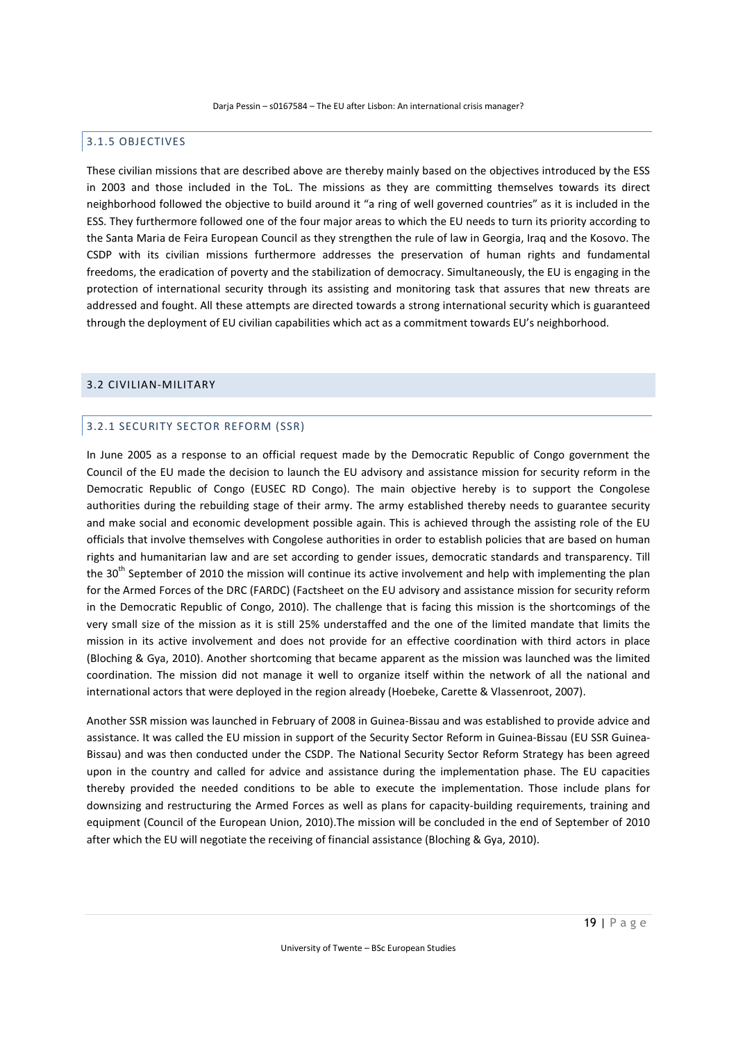### 3.1.5 OBJECTIVES

These civilian missions that are described above are thereby mainly based on the objectives introduced by the ESS in 2003 and those included in the ToL. The missions as they are committing themselves towards its direct neighborhood followed the objective to build around it "a ring of well governed countries" as it is included in the ESS. They furthermore followed one of the four major areas to which the EU needs to turn its priority according to the Santa Maria de Feira European Council as they strengthen the rule of law in Georgia, Iraq and the Kosovo. The CSDP with its civilian missions furthermore addresses the preservation of human rights and fundamental freedoms, the eradication of poverty and the stabilization of democracy. Simultaneously, the EU is engaging in the protection of international security through its assisting and monitoring task that assures that new threats are addressed and fought. All these attempts are directed towards a strong international security which is guaranteed through the deployment of EU civilian capabilities which act as a commitment towards EU's neighborhood.

## 3.2 CIVILIAN-MILITARY

### 3.2.1 SECURITY SECTOR REFORM (SSR)

In June 2005 as a response to an official request made by the Democratic Republic of Congo government the Council of the EU made the decision to launch the EU advisory and assistance mission for security reform in the Democratic Republic of Congo (EUSEC RD Congo). The main objective hereby is to support the Congolese authorities during the rebuilding stage of their army. The army established thereby needs to guarantee security and make social and economic development possible again. This is achieved through the assisting role of the EU officials that involve themselves with Congolese authorities in order to establish policies that are based on human rights and humanitarian law and are set according to gender issues, democratic standards and transparency. Till the 30th September of 2010 the mission will continue its active involvement and help with implementing the plan for the Armed Forces of the DRC (FARDC) (Factsheet on the EU advisory and assistance mission for security reform in the Democratic Republic of Congo, 2010). The challenge that is facing this mission is the shortcomings of the very small size of the mission as it is still 25% understaffed and the one of the limited mandate that limits the mission in its active involvement and does not provide for an effective coordination with third actors in place (Bloching & Gya, 2010). Another shortcoming that became apparent as the mission was launched was the limited coordination. The mission did not manage it well to organize itself within the network of all the national and international actors that were deployed in the region already (Hoebeke, Carette & Vlassenroot, 2007).

Another SSR mission was launched in February of 2008 in Guinea-Bissau and was established to provide advice and assistance. It was called the EU mission in support of the Security Sector Reform in Guinea-Bissau (EU SSR Guinea-Bissau) and was then conducted under the CSDP. The National Security Sector Reform Strategy has been agreed upon in the country and called for advice and assistance during the implementation phase. The EU capacities thereby provided the needed conditions to be able to execute the implementation. Those include plans for downsizing and restructuring the Armed Forces as well as plans for capacity-building requirements, training and equipment (Council of the European Union, 2010).The mission will be concluded in the end of September of 2010 after which the EU will negotiate the receiving of financial assistance (Bloching & Gya, 2010).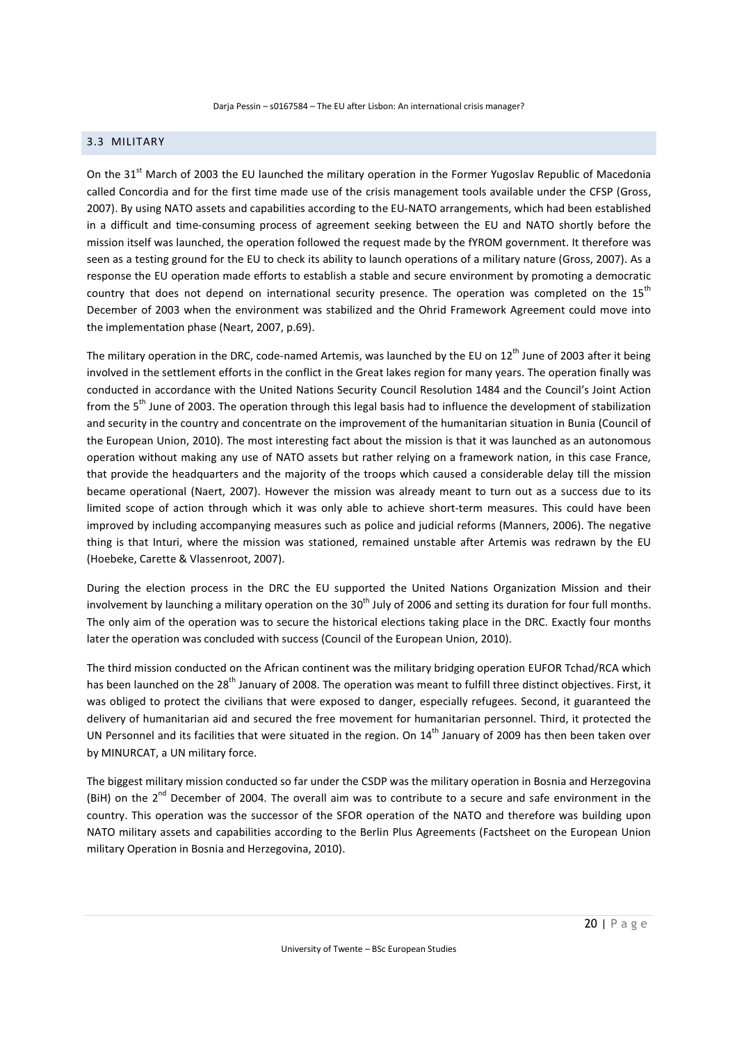### 3.3 MILITARY

On the 31st March of 2003 the EU launched the military operation in the Former Yugoslav Republic of Macedonia called Concordia and for the first time made use of the crisis management tools available under the CFSP (Gross, 2007). By using NATO assets and capabilities according to the EU-NATO arrangements, which had been established in a difficult and time-consuming process of agreement seeking between the EU and NATO shortly before the mission itself was launched, the operation followed the request made by the fYROM government. It therefore was seen as a testing ground for the EU to check its ability to launch operations of a military nature (Gross, 2007). As a response the EU operation made efforts to establish a stable and secure environment by promoting a democratic country that does not depend on international security presence. The operation was completed on the 15th December of 2003 when the environment was stabilized and the Ohrid Framework Agreement could move into the implementation phase (Neart, 2007, p.69).

The military operation in the DRC, code-named Artemis, was launched by the EU on 12th June of 2003 after it being involved in the settlement efforts in the conflict in the Great lakes region for many years. The operation finally was conducted in accordance with the United Nations Security Council Resolution 1484 and the Council's Joint Action from the 5th June of 2003. The operation through this legal basis had to influence the development of stabilization and security in the country and concentrate on the improvement of the humanitarian situation in Bunia (Council of the European Union, 2010). The most interesting fact about the mission is that it was launched as an autonomous operation without making any use of NATO assets but rather relying on a framework nation, in this case France, that provide the headquarters and the majority of the troops which caused a considerable delay till the mission became operational (Naert, 2007). However the mission was already meant to turn out as a success due to its limited scope of action through which it was only able to achieve short-term measures. This could have been improved by including accompanying measures such as police and judicial reforms (Manners, 2006). The negative thing is that Inturi, where the mission was stationed, remained unstable after Artemis was redrawn by the EU (Hoebeke, Carette & Vlassenroot, 2007).

During the election process in the DRC the EU supported the United Nations Organization Mission and their involvement by launching a military operation on the 30th July of 2006 and setting its duration for four full months. The only aim of the operation was to secure the historical elections taking place in the DRC. Exactly four months later the operation was concluded with success (Council of the European Union, 2010).

The third mission conducted on the African continent was the military bridging operation EUFOR Tchad/RCA which has been launched on the 28th January of 2008. The operation was meant to fulfill three distinct objectives. First, it was obliged to protect the civilians that were exposed to danger, especially refugees. Second, it guaranteed the delivery of humanitarian aid and secured the free movement for humanitarian personnel. Third, it protected the UN Personnel and its facilities that were situated in the region. On 14th January of 2009 has then been taken over by MINURCAT, a UN military force.

The biggest military mission conducted so far under the CSDP was the military operation in Bosnia and Herzegovina (BiH) on the 2nd December of 2004. The overall aim was to contribute to a secure and safe environment in the country. This operation was the successor of the SFOR operation of the NATO and therefore was building upon NATO military assets and capabilities according to the Berlin Plus Agreements (Factsheet on the European Union military Operation in Bosnia and Herzegovina, 2010).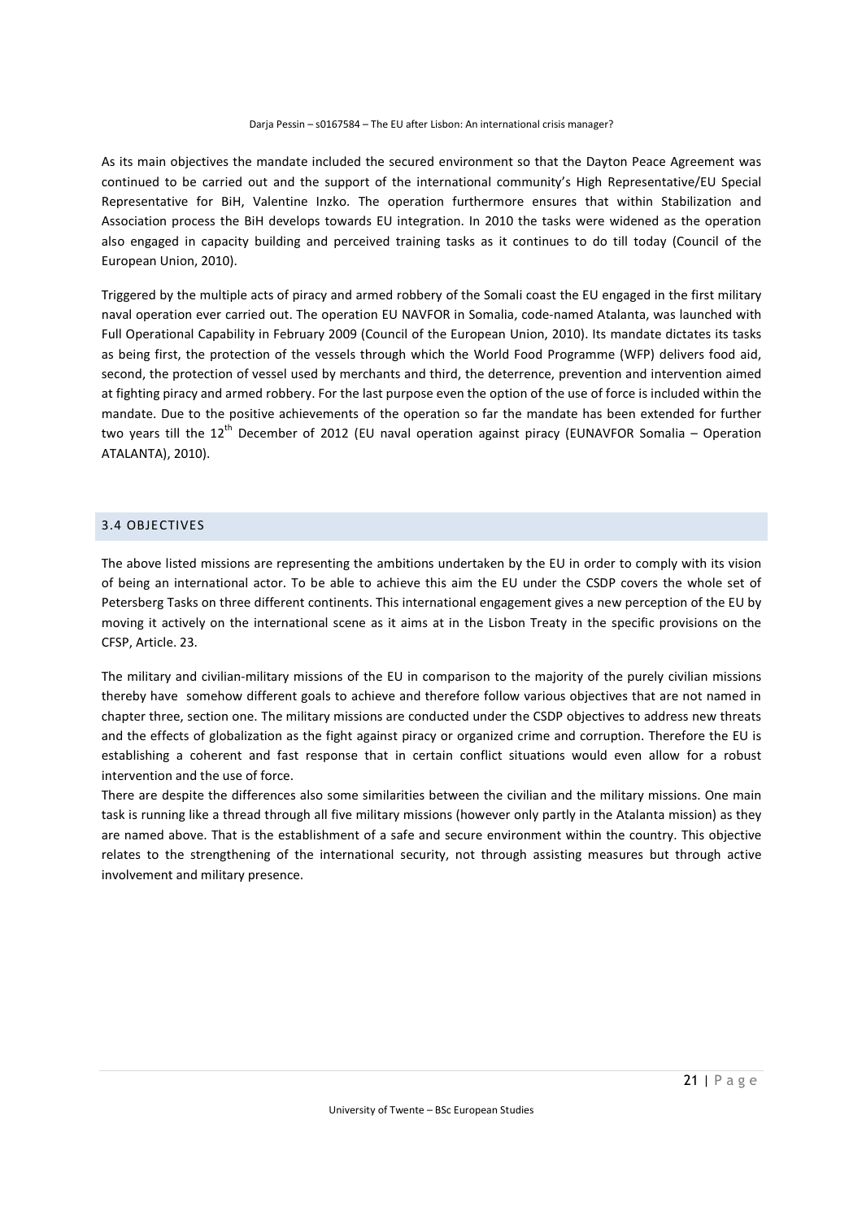As its main objectives the mandate included the secured environment so that the Dayton Peace Agreement was continued to be carried out and the support of the international community's High Representative/EU Special Representative for BiH, Valentine Inzko. The operation furthermore ensures that within Stabilization and Association process the BiH develops towards EU integration. In 2010 the tasks were widened as the operation also engaged in capacity building and perceived training tasks as it continues to do till today (Council of the European Union, 2010).

Triggered by the multiple acts of piracy and armed robbery of the Somali coast the EU engaged in the first military naval operation ever carried out. The operation EU NAVFOR in Somalia, code-named Atalanta, was launched with Full Operational Capability in February 2009 (Council of the European Union, 2010). Its mandate dictates its tasks as being first, the protection of the vessels through which the World Food Programme (WFP) delivers food aid, second, the protection of vessel used by merchants and third, the deterrence, prevention and intervention aimed at fighting piracy and armed robbery. For the last purpose even the option of the use of force is included within the mandate. Due to the positive achievements of the operation so far the mandate has been extended for further two years till the 12th December of 2012 (EU naval operation against piracy (EUNAVFOR Somalia – Operation ATALANTA), 2010).

## 3.4 OBJECTIVES

The above listed missions are representing the ambitions undertaken by the EU in order to comply with its vision of being an international actor. To be able to achieve this aim the EU under the CSDP covers the whole set of Petersberg Tasks on three different continents. This international engagement gives a new perception of the EU by moving it actively on the international scene as it aims at in the Lisbon Treaty in the specific provisions on the CFSP, Article. 23.

The military and civilian-military missions of the EU in comparison to the majority of the purely civilian missions thereby have somehow different goals to achieve and therefore follow various objectives that are not named in chapter three, section one. The military missions are conducted under the CSDP objectives to address new threats and the effects of globalization as the fight against piracy or organized crime and corruption. Therefore the EU is establishing a coherent and fast response that in certain conflict situations would even allow for a robust intervention and the use of force.

There are despite the differences also some similarities between the civilian and the military missions. One main task is running like a thread through all five military missions (however only partly in the Atalanta mission) as they are named above. That is the establishment of a safe and secure environment within the country. This objective relates to the strengthening of the international security, not through assisting measures but through active involvement and military presence.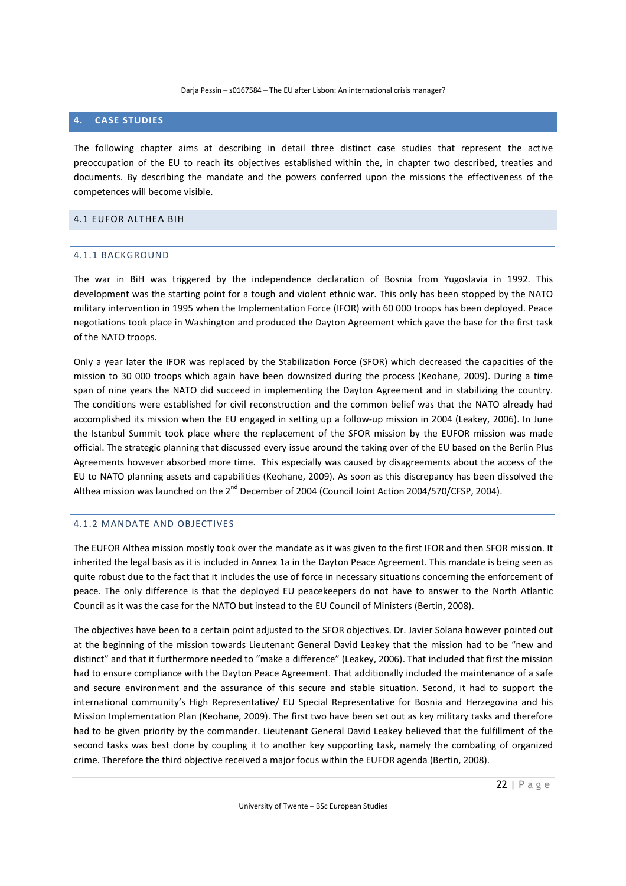# 4. CASE STUDIES

The following chapter aims at describing in detail three distinct case studies that represent the active preoccupation of the EU to reach its objectives established within the, in chapter two described, treaties and documents. By describing the mandate and the powers conferred upon the missions the effectiveness of the competences will become visible.

## 4.1 EUFOR ALTHEA BIH

### 4.1.1 BACKGROUND

The war in BiH was triggered by the independence declaration of Bosnia from Yugoslavia in 1992. This development was the starting point for a tough and violent ethnic war. This only has been stopped by the NATO military intervention in 1995 when the Implementation Force (IFOR) with 60 000 troops has been deployed. Peace negotiations took place in Washington and produced the Dayton Agreement which gave the base for the first task of the NATO troops.

Only a year later the IFOR was replaced by the Stabilization Force (SFOR) which decreased the capacities of the mission to 30 000 troops which again have been downsized during the process (Keohane, 2009). During a time span of nine years the NATO did succeed in implementing the Dayton Agreement and in stabilizing the country. The conditions were established for civil reconstruction and the common belief was that the NATO already had accomplished its mission when the EU engaged in setting up a follow-up mission in 2004 (Leakey, 2006). In June the Istanbul Summit took place where the replacement of the SFOR mission by the EUFOR mission was made official. The strategic planning that discussed every issue around the taking over of the EU based on the Berlin Plus Agreements however absorbed more time. This especially was caused by disagreements about the access of the EU to NATO planning assets and capabilities (Keohane, 2009). As soon as this discrepancy has been dissolved the Althea mission was launched on the 2nd December of 2004 (Council Joint Action 2004/570/CFSP, 2004).

### 4.1.2 MANDATE AND OBJECTIVES

The EUFOR Althea mission mostly took over the mandate as it was given to the first IFOR and then SFOR mission. It inherited the legal basis as it is included in Annex 1a in the Dayton Peace Agreement. This mandate is being seen as quite robust due to the fact that it includes the use of force in necessary situations concerning the enforcement of peace. The only difference is that the deployed EU peacekeepers do not have to answer to the North Atlantic Council as it was the case for the NATO but instead to the EU Council of Ministers (Bertin, 2008).

The objectives have been to a certain point adjusted to the SFOR objectives. Dr. Javier Solana however pointed out at the beginning of the mission towards Lieutenant General David Leakey that the mission had to be "new and distinct" and that it furthermore needed to "make a difference" (Leakey, 2006). That included that first the mission had to ensure compliance with the Dayton Peace Agreement. That additionally included the maintenance of a safe and secure environment and the assurance of this secure and stable situation. Second, it had to support the international community's High Representative/ EU Special Representative for Bosnia and Herzegovina and his Mission Implementation Plan (Keohane, 2009). The first two have been set out as key military tasks and therefore had to be given priority by the commander. Lieutenant General David Leakey believed that the fulfillment of the second tasks was best done by coupling it to another key supporting task, namely the combating of organized crime. Therefore the third objective received a major focus within the EUFOR agenda (Bertin, 2008).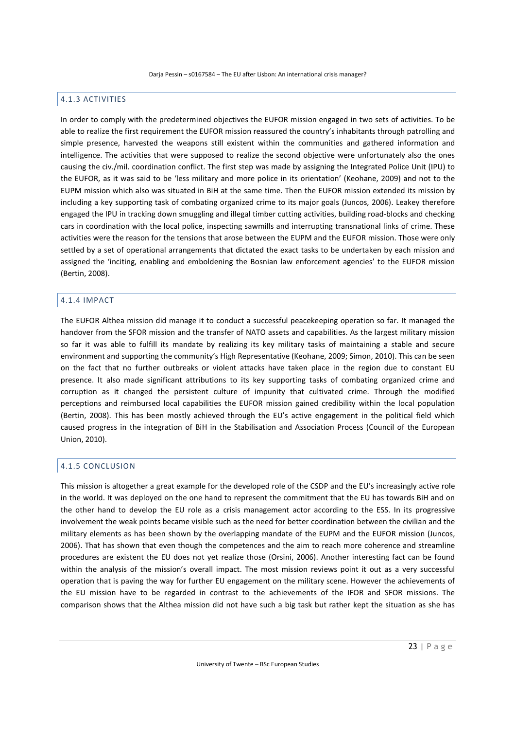#### 4.1.3 ACTIVITIES

In order to comply with the predetermined objectives the EUFOR mission engaged in two sets of activities. To be able to realize the first requirement the EUFOR mission reassured the country's inhabitants through patrolling and simple presence, harvested the weapons still existent within the communities and gathered information and intelligence. The activities that were supposed to realize the second objective were unfortunately also the ones causing the civ./mil. coordination conflict. The first step was made by assigning the Integrated Police Unit (IPU) to the EUFOR, as it was said to be 'less military and more police in its orientation' (Keohane, 2009) and not to the EUPM mission which also was situated in BiH at the same time. Then the EUFOR mission extended its mission by including a key supporting task of combating organized crime to its major goals (Juncos, 2006). Leakey therefore engaged the IPU in tracking down smuggling and illegal timber cutting activities, building road-blocks and checking cars in coordination with the local police, inspecting sawmills and interrupting transnational links of crime. These activities were the reason for the tensions that arose between the EUPM and the EUFOR mission. Those were only settled by a set of operational arrangements that dictated the exact tasks to be undertaken by each mission and assigned the 'inciting, enabling and emboldening the Bosnian law enforcement agencies' to the EUFOR mission (Bertin, 2008).

#### 4.1.4 IMPACT

The EUFOR Althea mission did manage it to conduct a successful peacekeeping operation so far. It managed the handover from the SFOR mission and the transfer of NATO assets and capabilities. As the largest military mission so far it was able to fulfill its mandate by realizing its key military tasks of maintaining a stable and secure environment and supporting the community's High Representative (Keohane, 2009; Simon, 2010). This can be seen on the fact that no further outbreaks or violent attacks have taken place in the region due to constant EU presence. It also made significant attributions to its key supporting tasks of combating organized crime and corruption as it changed the persistent culture of impunity that cultivated crime. Through the modified perceptions and reimbursed local capabilities the EUFOR mission gained credibility within the local population (Bertin, 2008). This has been mostly achieved through the EU's active engagement in the political field which caused progress in the integration of BiH in the Stabilisation and Association Process (Council of the European Union, 2010).

#### 4.1.5 CONCLUSION

This mission is altogether a great example for the developed role of the CSDP and the EU's increasingly active role in the world. It was deployed on the one hand to represent the commitment that the EU has towards BiH and on the other hand to develop the EU role as a crisis management actor according to the ESS. In its progressive involvement the weak points became visible such as the need for better coordination between the civilian and the military elements as has been shown by the overlapping mandate of the EUPM and the EUFOR mission (Juncos, 2006). That has shown that even though the competences and the aim to reach more coherence and streamline procedures are existent the EU does not yet realize those (Orsini, 2006). Another interesting fact can be found within the analysis of the mission's overall impact. The most mission reviews point it out as a very successful operation that is paving the way for further EU engagement on the military scene. However the achievements of the EU mission have to be regarded in contrast to the achievements of the IFOR and SFOR missions. The comparison shows that the Althea mission did not have such a big task but rather kept the situation as she has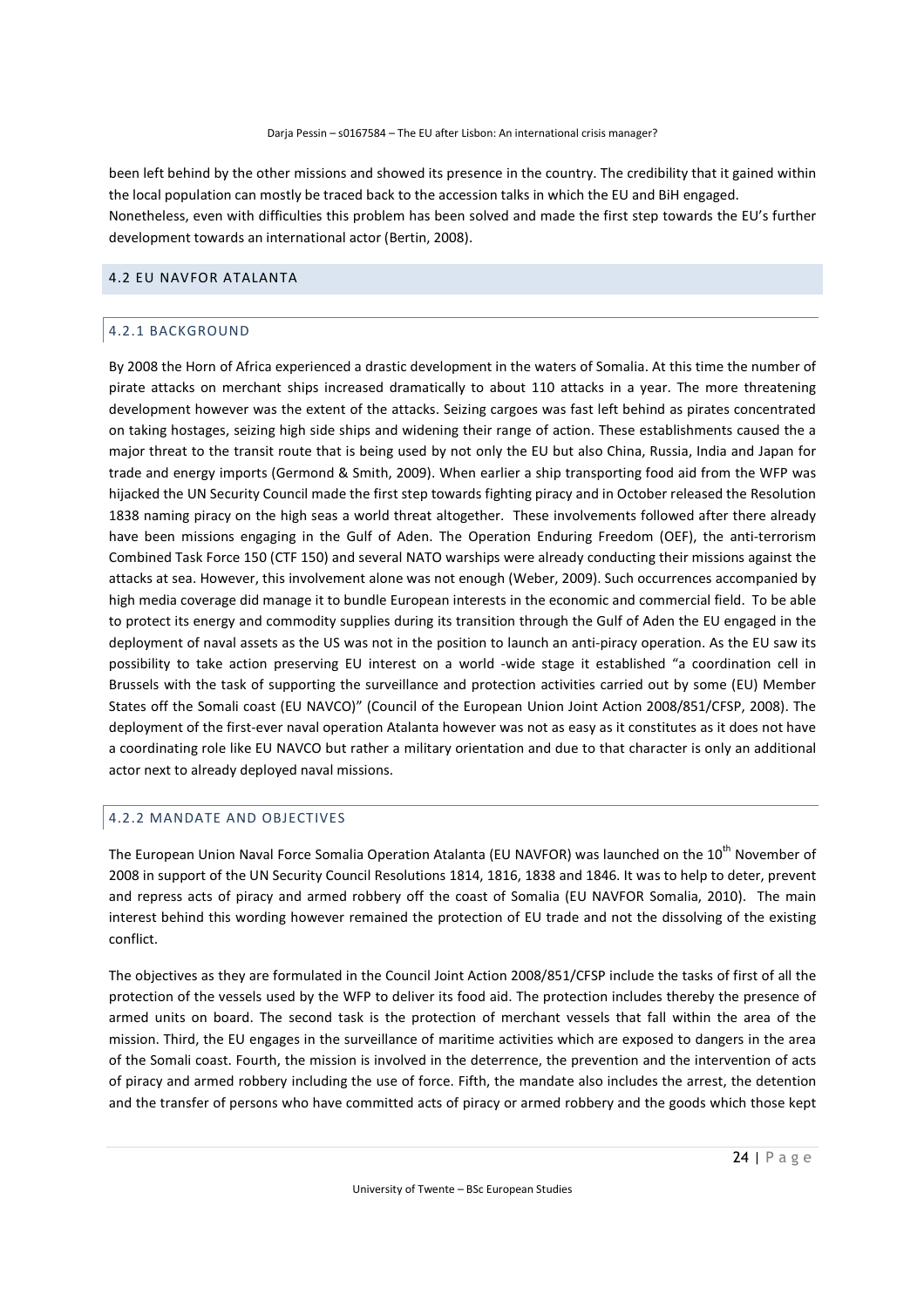been left behind by the other missions and showed its presence in the country. The credibility that it gained within the local population can mostly be traced back to the accession talks in which the EU and BiH engaged.
Nonetheless, even with difficulties this problem has been solved and made the first step towards the EU's further development towards an international actor (Bertin, 2008).

## 4.2 EU NAVFOR ATALANTA

### 4.2.1 BACKGROUND

By 2008 the Horn of Africa experienced a drastic development in the waters of Somalia. At this time the number of pirate attacks on merchant ships increased dramatically to about 110 attacks in a year. The more threatening development however was the extent of the attacks. Seizing cargoes was fast left behind as pirates concentrated on taking hostages, seizing high side ships and widening their range of action. These establishments caused the a major threat to the transit route that is being used by not only the EU but also China, Russia, India and Japan for trade and energy imports (Germond & Smith, 2009). When earlier a ship transporting food aid from the WFP was hijacked the UN Security Council made the first step towards fighting piracy and in October released the Resolution 1838 naming piracy on the high seas a world threat altogether. These involvements followed after there already have been missions engaging in the Gulf of Aden. The Operation Enduring Freedom (OEF), the anti-terrorism Combined Task Force 150 (CTF 150) and several NATO warships were already conducting their missions against the attacks at sea. However, this involvement alone was not enough (Weber, 2009). Such occurrences accompanied by high media coverage did manage it to bundle European interests in the economic and commercial field. To be able to protect its energy and commodity supplies during its transition through the Gulf of Aden the EU engaged in the deployment of naval assets as the US was not in the position to launch an anti-piracy operation. As the EU saw its possibility to take action preserving EU interest on a world -wide stage it established "a coordination cell in Brussels with the task of supporting the surveillance and protection activities carried out by some (EU) Member States off the Somali coast (EU NAVCO)" (Council of the European Union Joint Action 2008/851/CFSP, 2008). The deployment of the first-ever naval operation Atalanta however was not as easy as it constitutes as it does not have a coordinating role like EU NAVCO but rather a military orientation and due to that character is only an additional actor next to already deployed naval missions.

### 4.2.2 MANDATE AND OBJECTIVES

The European Union Naval Force Somalia Operation Atalanta (EU NAVFOR) was launched on the 10th November of 2008 in support of the UN Security Council Resolutions 1814, 1816, 1838 and 1846. It was to help to deter, prevent and repress acts of piracy and armed robbery off the coast of Somalia (EU NAVFOR Somalia, 2010). The main interest behind this wording however remained the protection of EU trade and not the dissolving of the existing conflict.

The objectives as they are formulated in the Council Joint Action 2008/851/CFSP include the tasks of first of all the protection of the vessels used by the WFP to deliver its food aid. The protection includes thereby the presence of armed units on board. The second task is the protection of merchant vessels that fall within the area of the mission. Third, the EU engages in the surveillance of maritime activities which are exposed to dangers in the area of the Somali coast. Fourth, the mission is involved in the deterrence, the prevention and the intervention of acts of piracy and armed robbery including the use of force. Fifth, the mandate also includes the arrest, the detention and the transfer of persons who have committed acts of piracy or armed robbery and the goods which those kept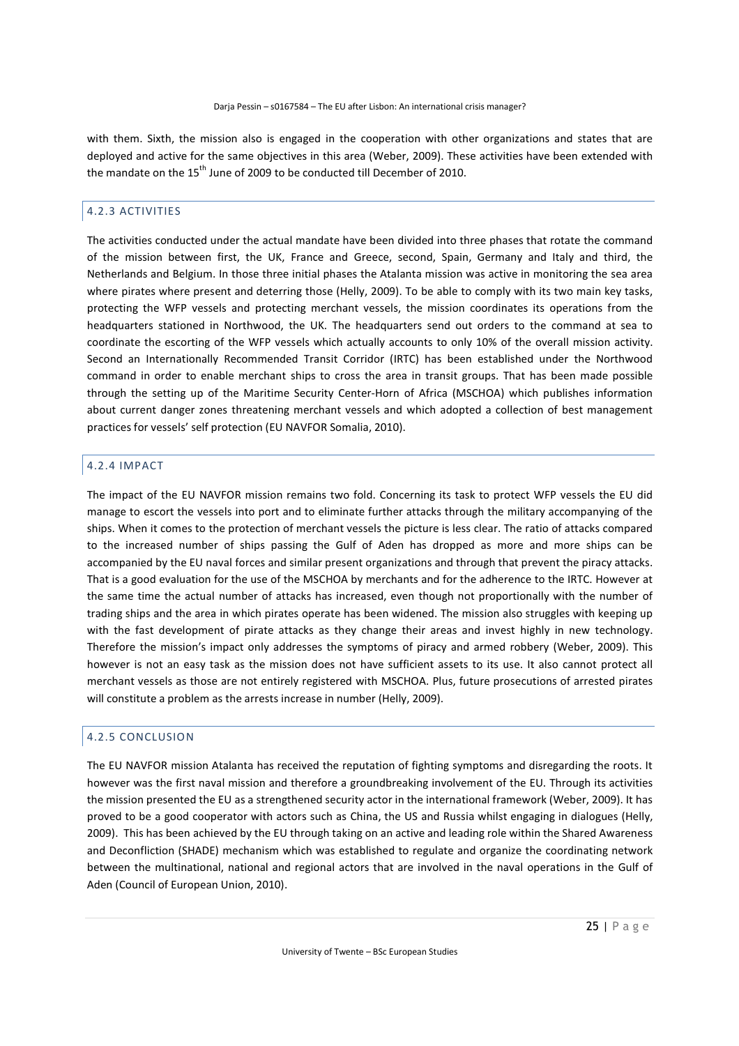with them. Sixth, the mission also is engaged in the cooperation with other organizations and states that are deployed and active for the same objectives in this area (Weber, 2009). These activities have been extended with the mandate on the 15th June of 2009 to be conducted till December of 2010.

### 4.2.3 ACTIVITIES

The activities conducted under the actual mandate have been divided into three phases that rotate the command of the mission between first, the UK, France and Greece, second, Spain, Germany and Italy and third, the Netherlands and Belgium. In those three initial phases the Atalanta mission was active in monitoring the sea area where pirates where present and deterring those (Helly, 2009). To be able to comply with its two main key tasks, protecting the WFP vessels and protecting merchant vessels, the mission coordinates its operations from the headquarters stationed in Northwood, the UK. The headquarters send out orders to the command at sea to coordinate the escorting of the WFP vessels which actually accounts to only 10% of the overall mission activity. Second an Internationally Recommended Transit Corridor (IRTC) has been established under the Northwood command in order to enable merchant ships to cross the area in transit groups. That has been made possible through the setting up of the Maritime Security Center-Horn of Africa (MSCHOA) which publishes information about current danger zones threatening merchant vessels and which adopted a collection of best management practices for vessels' self protection (EU NAVFOR Somalia, 2010).

### 4.2.4 IMPACT

The impact of the EU NAVFOR mission remains two fold. Concerning its task to protect WFP vessels the EU did manage to escort the vessels into port and to eliminate further attacks through the military accompanying of the ships. When it comes to the protection of merchant vessels the picture is less clear. The ratio of attacks compared to the increased number of ships passing the Gulf of Aden has dropped as more and more ships can be accompanied by the EU naval forces and similar present organizations and through that prevent the piracy attacks. That is a good evaluation for the use of the MSCHOA by merchants and for the adherence to the IRTC. However at the same time the actual number of attacks has increased, even though not proportionally with the number of trading ships and the area in which pirates operate has been widened. The mission also struggles with keeping up with the fast development of pirate attacks as they change their areas and invest highly in new technology. Therefore the mission's impact only addresses the symptoms of piracy and armed robbery (Weber, 2009). This however is not an easy task as the mission does not have sufficient assets to its use. It also cannot protect all merchant vessels as those are not entirely registered with MSCHOA. Plus, future prosecutions of arrested pirates will constitute a problem as the arrests increase in number (Helly, 2009).

### 4.2.5 CONCLUSION

The EU NAVFOR mission Atalanta has received the reputation of fighting symptoms and disregarding the roots. It however was the first naval mission and therefore a groundbreaking involvement of the EU. Through its activities the mission presented the EU as a strengthened security actor in the international framework (Weber, 2009). It has proved to be a good cooperator with actors such as China, the US and Russia whilst engaging in dialogues (Helly, 2009). This has been achieved by the EU through taking on an active and leading role within the Shared Awareness and Deconfliction (SHADE) mechanism which was established to regulate and organize the coordinating network between the multinational, national and regional actors that are involved in the naval operations in the Gulf of Aden (Council of European Union, 2010).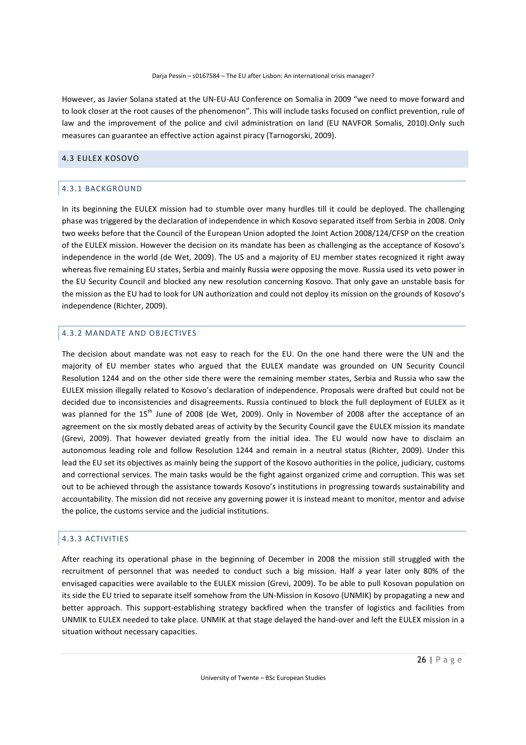However, as Javier Solana stated at the UN-EU-AU Conference on Somalia in 2009 "we need to move forward and to look closer at the root causes of the phenomenon". This will include tasks focused on conflict prevention, rule of law and the improvement of the police and civil administration on land (EU NAVFOR Somalis, 2010).Only such measures can guarantee an effective action against piracy (Tarnogorski, 2009).

## 4.3 EULEX KOSOVO

### 4.3.1 BACKGROUND

In its beginning the EULEX mission had to stumble over many hurdles till it could be deployed. The challenging phase was triggered by the declaration of independence in which Kosovo separated itself from Serbia in 2008. Only two weeks before that the Council of the European Union adopted the Joint Action 2008/124/CFSP on the creation of the EULEX mission. However the decision on its mandate has been as challenging as the acceptance of Kosovo's independence in the world (de Wet, 2009). The US and a majority of EU member states recognized it right away whereas five remaining EU states, Serbia and mainly Russia were opposing the move. Russia used its veto power in the EU Security Council and blocked any new resolution concerning Kosovo. That only gave an unstable basis for the mission as the EU had to look for UN authorization and could not deploy its mission on the grounds of Kosovo's independence (Richter, 2009).

### 4.3.2 MANDATE AND OBJECTIVES

The decision about mandate was not easy to reach for the EU. On the one hand there were the UN and the majority of EU member states who argued that the EULEX mandate was grounded on UN Security Council Resolution 1244 and on the other side there were the remaining member states, Serbia and Russia who saw the EULEX mission illegally related to Kosovo's declaration of independence. Proposals were drafted but could not be decided due to inconsistencies and disagreements. Russia continued to block the full deployment of EULEX as it was planned for the 15th June of 2008 (de Wet, 2009). Only in November of 2008 after the acceptance of an agreement on the six mostly debated areas of activity by the Security Council gave the EULEX mission its mandate (Grevi, 2009). That however deviated greatly from the initial idea. The EU would now have to disclaim an autonomous leading role and follow Resolution 1244 and remain in a neutral status (Richter, 2009). Under this lead the EU set its objectives as mainly being the support of the Kosovo authorities in the police, judiciary, customs and correctional services. The main tasks would be the fight against organized crime and corruption. This was set out to be achieved through the assistance towards Kosovo's institutions in progressing towards sustainability and accountability. The mission did not receive any governing power it is instead meant to monitor, mentor and advise the police, the customs service and the judicial institutions.

### 4.3.3 ACTIVITIES

After reaching its operational phase in the beginning of December in 2008 the mission still struggled with the recruitment of personnel that was needed to conduct such a big mission. Half a year later only 80% of the envisaged capacities were available to the EULEX mission (Grevi, 2009). To be able to pull Kosovan population on its side the EU tried to separate itself somehow from the UN-Mission in Kosovo (UNMIK) by propagating a new and better approach. This support-establishing strategy backfired when the transfer of logistics and facilities from UNMIK to EULEX needed to take place. UNMIK at that stage delayed the hand-over and left the EULEX mission in a situation without necessary capacities.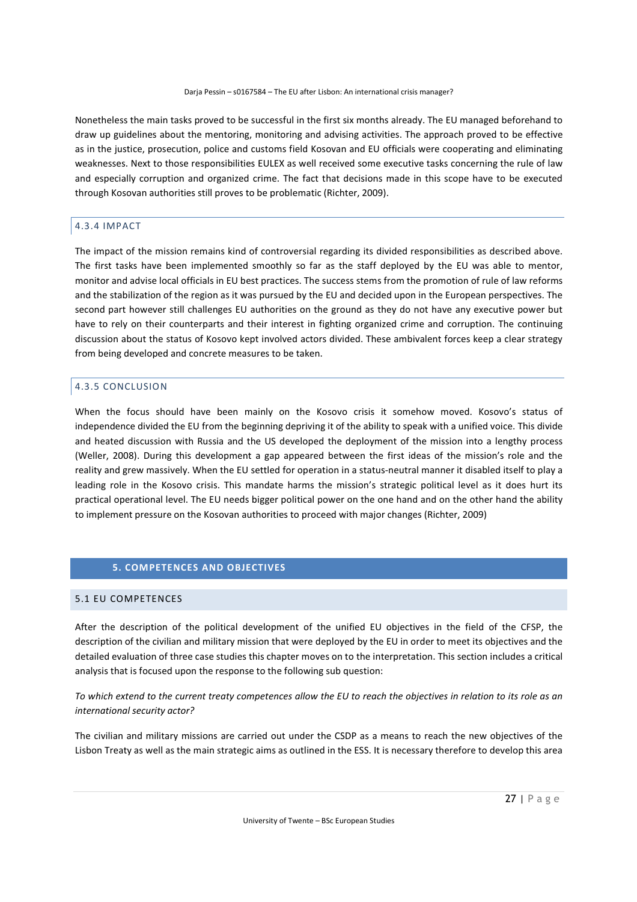Nonetheless the main tasks proved to be successful in the first six months already. The EU managed beforehand to draw up guidelines about the mentoring, monitoring and advising activities. The approach proved to be effective as in the justice, prosecution, police and customs field Kosovan and EU officials were cooperating and eliminating weaknesses. Next to those responsibilities EULEX as well received some executive tasks concerning the rule of law and especially corruption and organized crime. The fact that decisions made in this scope have to be executed through Kosovan authorities still proves to be problematic (Richter, 2009).

#### 4.3.4 IMPACT

The impact of the mission remains kind of controversial regarding its divided responsibilities as described above. The first tasks have been implemented smoothly so far as the staff deployed by the EU was able to mentor, monitor and advise local officials in EU best practices. The success stems from the promotion of rule of law reforms and the stabilization of the region as it was pursued by the EU and decided upon in the European perspectives. The second part however still challenges EU authorities on the ground as they do not have any executive power but have to rely on their counterparts and their interest in fighting organized crime and corruption. The continuing discussion about the status of Kosovo kept involved actors divided. These ambivalent forces keep a clear strategy from being developed and concrete measures to be taken.

#### 4.3.5 CONCLUSION

When the focus should have been mainly on the Kosovo crisis it somehow moved. Kosovo's status of independence divided the EU from the beginning depriving it of the ability to speak with a unified voice. This divide and heated discussion with Russia and the US developed the deployment of the mission into a lengthy process (Weller, 2008). During this development a gap appeared between the first ideas of the mission's role and the reality and grew massively. When the EU settled for operation in a status-neutral manner it disabled itself to play a leading role in the Kosovo crisis. This mandate harms the mission's strategic political level as it does hurt its practical operational level. The EU needs bigger political power on the one hand and on the other hand the ability to implement pressure on the Kosovan authorities to proceed with major changes (Richter, 2009)

## 5. COMPETENCES AND OBJECTIVES

### 5.1 EU COMPETENCES

After the description of the political development of the unified EU objectives in the field of the CFSP, the description of the civilian and military mission that were deployed by the EU in order to meet its objectives and the detailed evaluation of three case studies this chapter moves on to the interpretation. This section includes a critical analysis that is focused upon the response to the following sub question:

*To which extend to the current treaty competences allow the EU to reach the objectives in relation to its role as an international security actor?*

The civilian and military missions are carried out under the CSDP as a means to reach the new objectives of the Lisbon Treaty as well as the main strategic aims as outlined in the ESS. It is necessary therefore to develop this area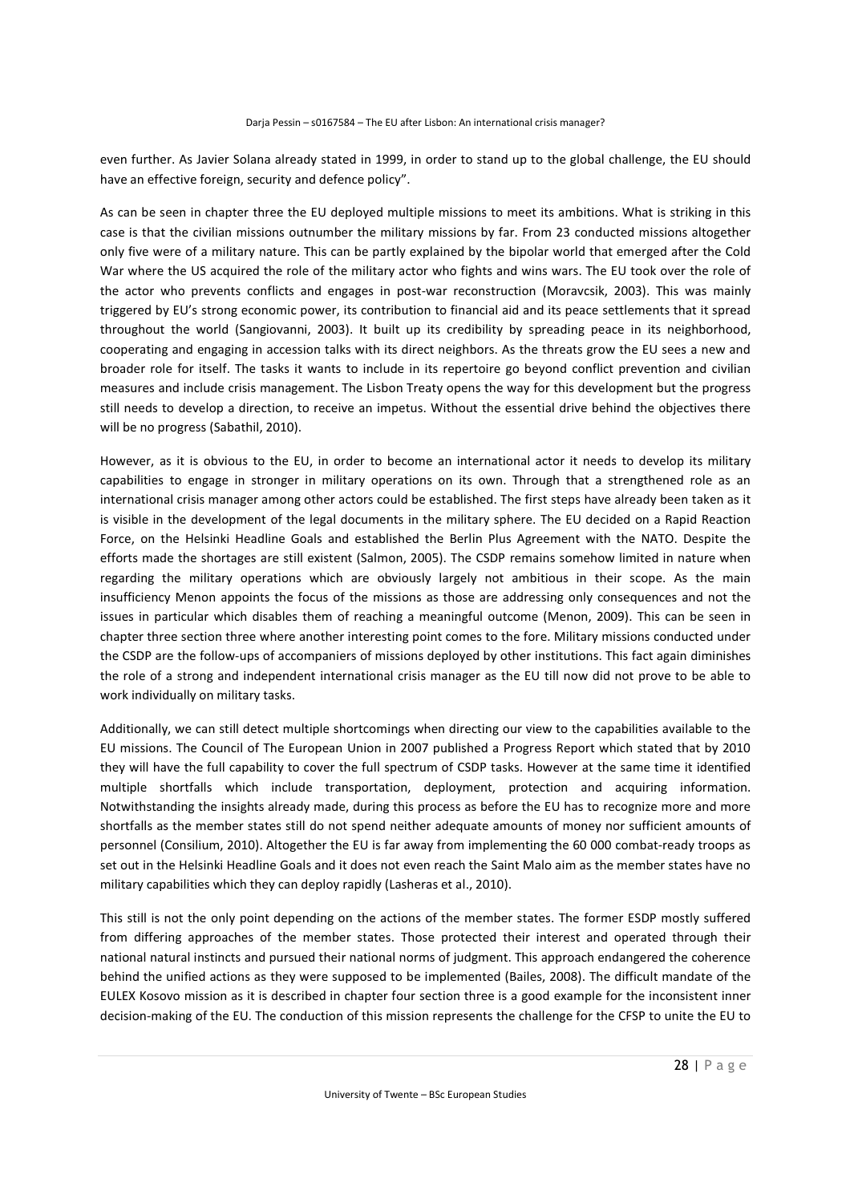even further. As Javier Solana already stated in 1999, in order to stand up to the global challenge, the EU should have an effective foreign, security and defence policy".

As can be seen in chapter three the EU deployed multiple missions to meet its ambitions. What is striking in this case is that the civilian missions outnumber the military missions by far. From 23 conducted missions altogether only five were of a military nature. This can be partly explained by the bipolar world that emerged after the Cold War where the US acquired the role of the military actor who fights and wins wars. The EU took over the role of the actor who prevents conflicts and engages in post-war reconstruction (Moravcsik, 2003). This was mainly triggered by EU's strong economic power, its contribution to financial aid and its peace settlements that it spread throughout the world (Sangiovanni, 2003). It built up its credibility by spreading peace in its neighborhood, cooperating and engaging in accession talks with its direct neighbors. As the threats grow the EU sees a new and broader role for itself. The tasks it wants to include in its repertoire go beyond conflict prevention and civilian measures and include crisis management. The Lisbon Treaty opens the way for this development but the progress still needs to develop a direction, to receive an impetus. Without the essential drive behind the objectives there will be no progress (Sabathil, 2010).

However, as it is obvious to the EU, in order to become an international actor it needs to develop its military capabilities to engage in stronger in military operations on its own. Through that a strengthened role as an international crisis manager among other actors could be established. The first steps have already been taken as it is visible in the development of the legal documents in the military sphere. The EU decided on a Rapid Reaction Force, on the Helsinki Headline Goals and established the Berlin Plus Agreement with the NATO. Despite the efforts made the shortages are still existent (Salmon, 2005). The CSDP remains somehow limited in nature when regarding the military operations which are obviously largely not ambitious in their scope. As the main insufficiency Menon appoints the focus of the missions as those are addressing only consequences and not the issues in particular which disables them of reaching a meaningful outcome (Menon, 2009). This can be seen in chapter three section three where another interesting point comes to the fore. Military missions conducted under the CSDP are the follow-ups of accompaniers of missions deployed by other institutions. This fact again diminishes the role of a strong and independent international crisis manager as the EU till now did not prove to be able to work individually on military tasks.

Additionally, we can still detect multiple shortcomings when directing our view to the capabilities available to the EU missions. The Council of The European Union in 2007 published a Progress Report which stated that by 2010 they will have the full capability to cover the full spectrum of CSDP tasks. However at the same time it identified multiple shortfalls which include transportation, deployment, protection and acquiring information. Notwithstanding the insights already made, during this process as before the EU has to recognize more and more shortfalls as the member states still do not spend neither adequate amounts of money nor sufficient amounts of personnel (Consilium, 2010). Altogether the EU is far away from implementing the 60 000 combat-ready troops as set out in the Helsinki Headline Goals and it does not even reach the Saint Malo aim as the member states have no military capabilities which they can deploy rapidly (Lasheras et al., 2010).

This still is not the only point depending on the actions of the member states. The former ESDP mostly suffered from differing approaches of the member states. Those protected their interest and operated through their national natural instincts and pursued their national norms of judgment. This approach endangered the coherence behind the unified actions as they were supposed to be implemented (Bailes, 2008). The difficult mandate of the EULEX Kosovo mission as it is described in chapter four section three is a good example for the inconsistent inner decision-making of the EU. The conduction of this mission represents the challenge for the CFSP to unite the EU to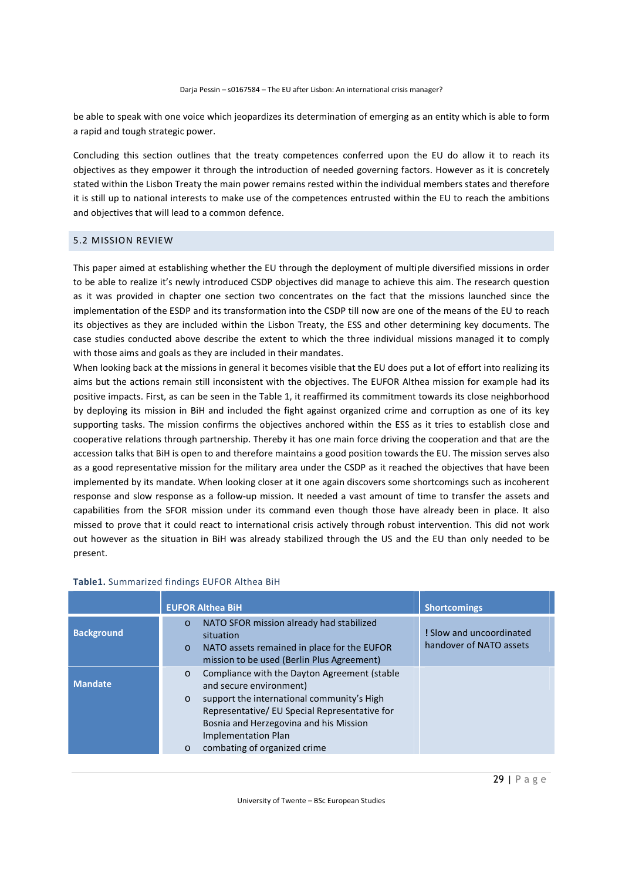be able to speak with one voice which jeopardizes its determination of emerging as an entity which is able to form a rapid and tough strategic power.

Concluding this section outlines that the treaty competences conferred upon the EU do allow it to reach its objectives as they empower it through the introduction of needed governing factors. However as it is concretely stated within the Lisbon Treaty the main power remains rested within the individual members states and therefore it is still up to national interests to make use of the competences entrusted within the EU to reach the ambitions and objectives that will lead to a common defence.

## 5.2 MISSION REVIEW

This paper aimed at establishing whether the EU through the deployment of multiple diversified missions in order to be able to realize it's newly introduced CSDP objectives did manage to achieve this aim. The research question as it was provided in chapter one section two concentrates on the fact that the missions launched since the implementation of the ESDP and its transformation into the CSDP till now are one of the means of the EU to reach its objectives as they are included within the Lisbon Treaty, the ESS and other determining key documents. The case studies conducted above describe the extent to which the three individual missions managed it to comply with those aims and goals as they are included in their mandates.

When looking back at the missions in general it becomes visible that the EU does put a lot of effort into realizing its aims but the actions remain still inconsistent with the objectives. The EUFOR Althea mission for example had its positive impacts. First, as can be seen in the Table 1, it reaffirmed its commitment towards its close neighborhood by deploying its mission in BiH and included the fight against organized crime and corruption as one of its key supporting tasks. The mission confirms the objectives anchored within the ESS as it tries to establish close and cooperative relations through partnership. Thereby it has one main force driving the cooperation and that are the accession talks that BiH is open to and therefore maintains a good position towards the EU. The mission serves also as a good representative mission for the military area under the CSDP as it reached the objectives that have been implemented by its mandate. When looking closer at it one again discovers some shortcomings such as incoherent response and slow response as a follow-up mission. It needed a vast amount of time to transfer the assets and capabilities from the SFOR mission under its command even though those have already been in place. It also missed to prove that it could react to international crisis actively through robust intervention. This did not work out however as the situation in BiH was already stabilized through the US and the EU than only needed to be present.

**Table1.** Summarized findings EUFOR Althea BiH

| | EUFOR Althea BiH | Shortcomings |
|---|---|---|
| **Background** | o NATO SFOR mission already had stabilized situation<br>o NATO assets remained in place for the EUFOR mission to be used (Berlin Plus Agreement) | ! Slow and uncoordinated handover of NATO assets |
| **Mandate** | o Compliance with the Dayton Agreement (stable and secure environment)<br>o support the international community's High Representative/ EU Special Representative for Bosnia and Herzegovina and his Mission Implementation Plan<br>o combating of organized crime | |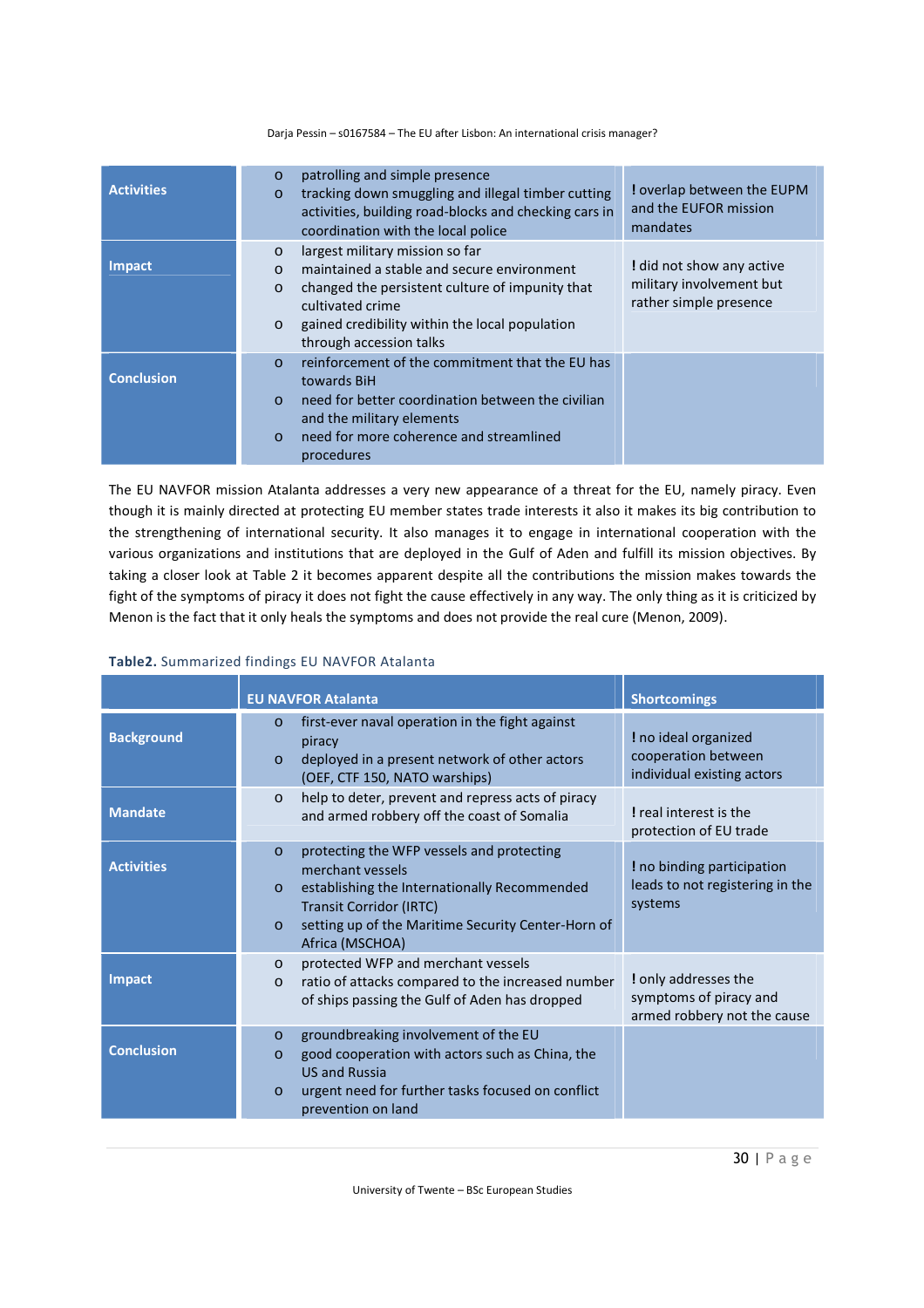| | | |
|---|---|---|
| **Activities** | o patrolling and simple presence<br>o tracking down smuggling and illegal timber cutting activities, building road-blocks and checking cars in coordination with the local police | ! overlap between the EUPM and the EUFOR mission mandates |
| **Impact** | o largest military mission so far<br>o maintained a stable and secure environment<br>o changed the persistent culture of impunity that cultivated crime<br>o gained credibility within the local population through accession talks | ! did not show any active military involvement but rather simple presence |
| **Conclusion** | o reinforcement of the commitment that the EU has towards BiH<br>o need for better coordination between the civilian and the military elements<br>o need for more coherence and streamlined procedures | |

The EU NAVFOR mission Atalanta addresses a very new appearance of a threat for the EU, namely piracy. Even though it is mainly directed at protecting EU member states trade interests it also it makes its big contribution to the strengthening of international security. It also manages it to engage in international cooperation with the various organizations and institutions that are deployed in the Gulf of Aden and fulfill its mission objectives. By taking a closer look at Table 2 it becomes apparent despite all the contributions the mission makes towards the fight of the symptoms of piracy it does not fight the cause effectively in any way. The only thing as it is criticized by Menon is the fact that it only heals the symptoms and does not provide the real cure (Menon, 2009).

**Table2.** Summarized findings EU NAVFOR Atalanta

| | **EU NAVFOR Atalanta** | **Shortcomings** |
|---|---|---|
| **Background** | o first-ever naval operation in the fight against piracy<br>o deployed in a present network of other actors (OEF, CTF 150, NATO warships) | ! no ideal organized cooperation between individual existing actors |
| **Mandate** | o help to deter, prevent and repress acts of piracy and armed robbery off the coast of Somalia | ! real interest is the protection of EU trade |
| **Activities** | o protecting the WFP vessels and protecting merchant vessels<br>o establishing the Internationally Recommended Transit Corridor (IRTC)<br>o setting up of the Maritime Security Center-Horn of Africa (MSCHOA) | ! no binding participation leads to not registering in the systems |
| **Impact** | o protected WFP and merchant vessels<br>o ratio of attacks compared to the increased number of ships passing the Gulf of Aden has dropped | ! only addresses the symptoms of piracy and armed robbery not the cause |
| **Conclusion** | o groundbreaking involvement of the EU<br>o good cooperation with actors such as China, the US and Russia<br>o urgent need for further tasks focused on conflict prevention on land | |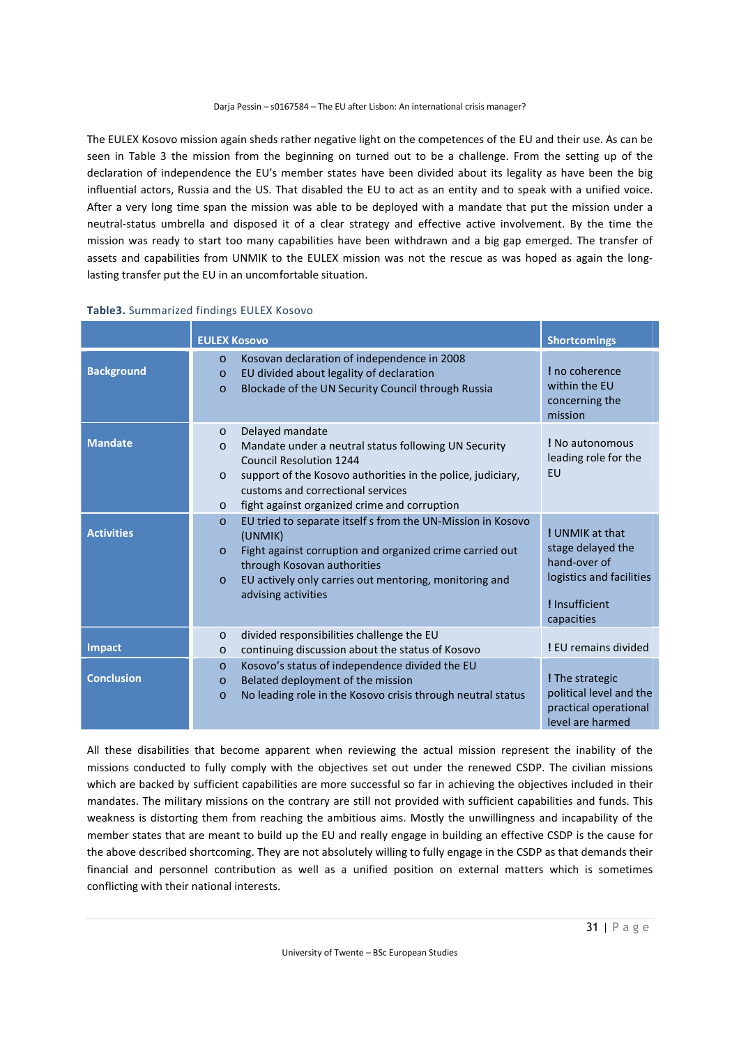The EULEX Kosovo mission again sheds rather negative light on the competences of the EU and their use. As can be seen in Table 3 the mission from the beginning on turned out to be a challenge. From the setting up of the declaration of independence the EU's member states have been divided about its legality as have been the big influential actors, Russia and the US. That disabled the EU to act as an entity and to speak with a unified voice. After a very long time span the mission was able to be deployed with a mandate that put the mission under a neutral-status umbrella and disposed it of a clear strategy and effective active involvement. By the time the mission was ready to start too many capabilities have been withdrawn and a big gap emerged. The transfer of assets and capabilities from UNMIK to the EULEX mission was not the rescue as was hoped as again the long-lasting transfer put the EU in an uncomfortable situation.

**Table3.** Summarized findings EULEX Kosovo

| | EULEX Kosovo | Shortcomings |
|---|---|---|
| **Background** | o Kosovan declaration of independence in 2008<br>o EU divided about legality of declaration<br>o Blockade of the UN Security Council through Russia | ! no coherence within the EU concerning the mission |
| **Mandate** | o Delayed mandate<br>o Mandate under a neutral status following UN Security Council Resolution 1244<br>o support of the Kosovo authorities in the police, judiciary, customs and correctional services<br>o fight against organized crime and corruption | ! No autonomous leading role for the EU |
| **Activities** | o EU tried to separate itself s from the UN-Mission in Kosovo (UNMIK)<br>o Fight against corruption and organized crime carried out through Kosovan authorities<br>o EU actively only carries out mentoring, monitoring and advising activities | ! UNMIK at that stage delayed the hand-over of logistics and facilities<br><br>! Insufficient capacities |
| **Impact** | o divided responsibilities challenge the EU<br>o continuing discussion about the status of Kosovo | ! EU remains divided |
| **Conclusion** | o Kosovo's status of independence divided the EU<br>o Belated deployment of the mission<br>o No leading role in the Kosovo crisis through neutral status | ! The strategic political level and the practical operational level are harmed |

All these disabilities that become apparent when reviewing the actual mission represent the inability of the missions conducted to fully comply with the objectives set out under the renewed CSDP. The civilian missions which are backed by sufficient capabilities are more successful so far in achieving the objectives included in their mandates. The military missions on the contrary are still not provided with sufficient capabilities and funds. This weakness is distorting them from reaching the ambitious aims. Mostly the unwillingness and incapability of the member states that are meant to build up the EU and really engage in building an effective CSDP is the cause for the above described shortcoming. They are not absolutely willing to fully engage in the CSDP as that demands their financial and personnel contribution as well as a unified position on external matters which is sometimes conflicting with their national interests.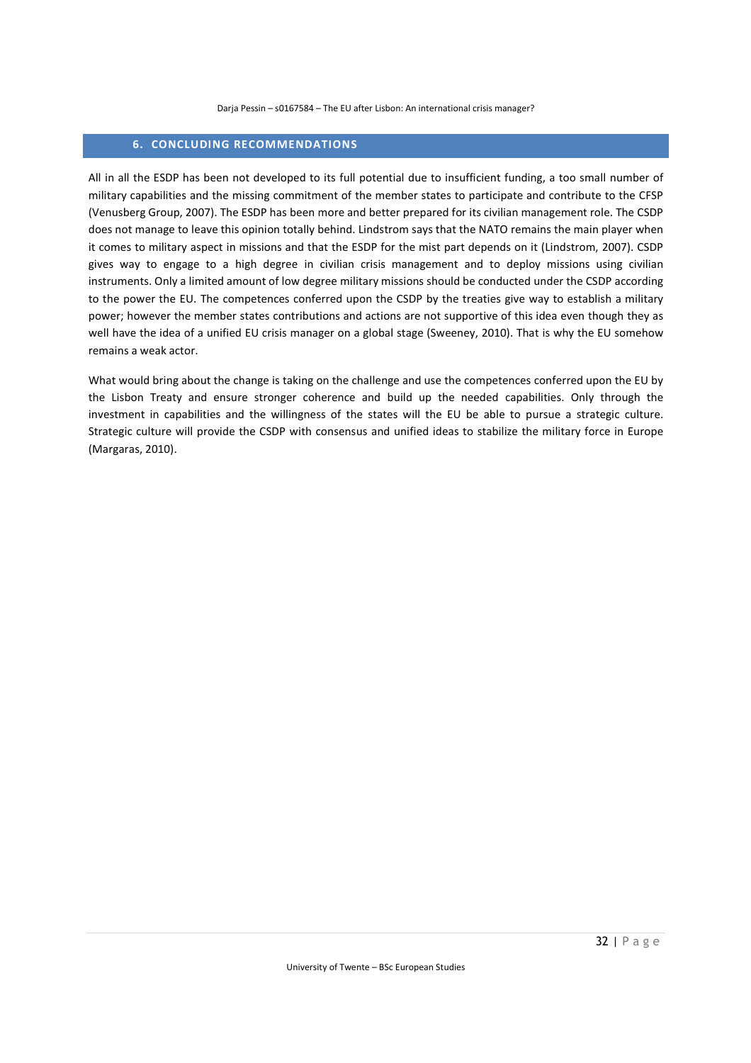## 6. CONCLUDING RECOMMENDATIONS

All in all the ESDP has been not developed to its full potential due to insufficient funding, a too small number of military capabilities and the missing commitment of the member states to participate and contribute to the CFSP (Venusberg Group, 2007). The ESDP has been more and better prepared for its civilian management role. The CSDP does not manage to leave this opinion totally behind. Lindstrom says that the NATO remains the main player when it comes to military aspect in missions and that the ESDP for the mist part depends on it (Lindstrom, 2007). CSDP gives way to engage to a high degree in civilian crisis management and to deploy missions using civilian instruments. Only a limited amount of low degree military missions should be conducted under the CSDP according to the power the EU. The competences conferred upon the CSDP by the treaties give way to establish a military power; however the member states contributions and actions are not supportive of this idea even though they as well have the idea of a unified EU crisis manager on a global stage (Sweeney, 2010). That is why the EU somehow remains a weak actor.

What would bring about the change is taking on the challenge and use the competences conferred upon the EU by the Lisbon Treaty and ensure stronger coherence and build up the needed capabilities. Only through the investment in capabilities and the willingness of the states will the EU be able to pursue a strategic culture. Strategic culture will provide the CSDP with consensus and unified ideas to stabilize the military force in Europe (Margaras, 2010).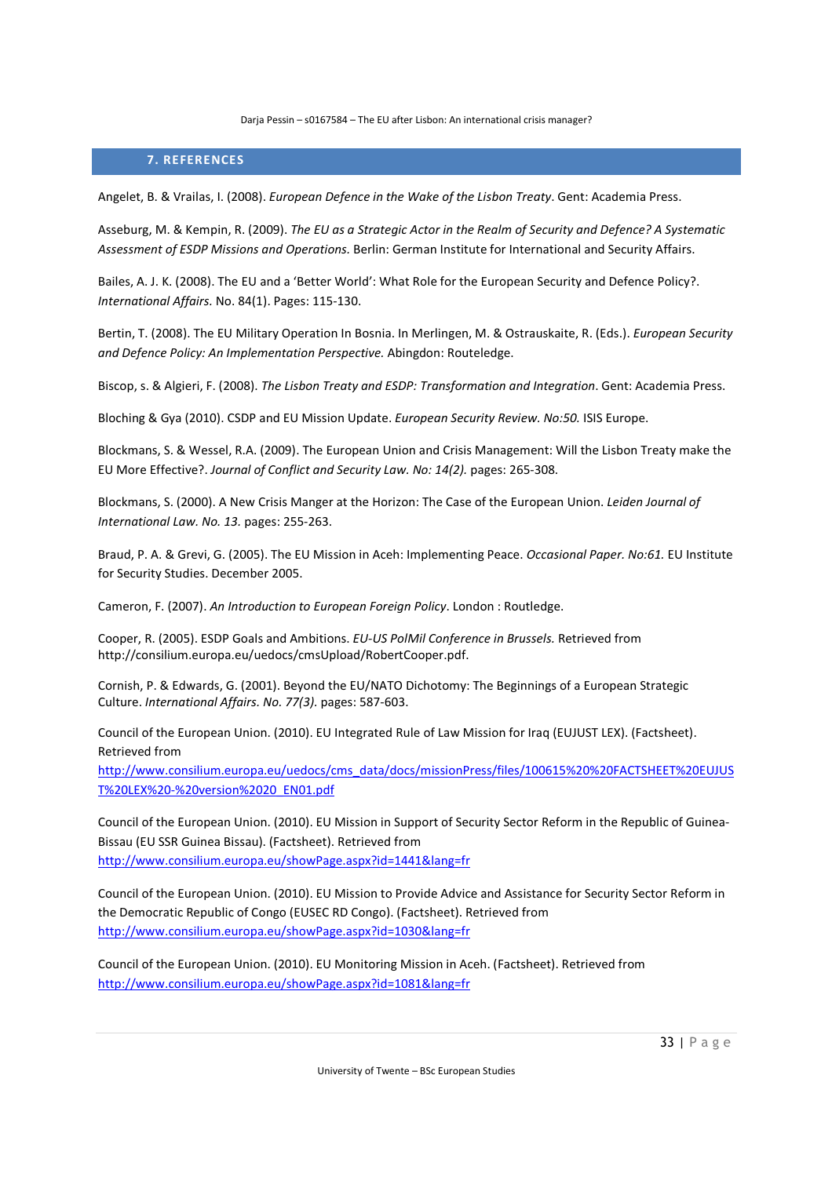## 7. REFERENCES

Angelet, B. & Vrailas, I. (2008). *European Defence in the Wake of the Lisbon Treaty*. Gent: Academia Press.

Asseburg, M. & Kempin, R. (2009). *The EU as a Strategic Actor in the Realm of Security and Defence? A Systematic Assessment of ESDP Missions and Operations.* Berlin: German Institute for International and Security Affairs.

Bailes, A. J. K. (2008). The EU and a 'Better World': What Role for the European Security and Defence Policy?. *International Affairs.* No. 84(1). Pages: 115-130.

Bertin, T. (2008). The EU Military Operation In Bosnia. In Merlingen, M. & Ostrauskaite, R. (Eds.). *European Security and Defence Policy: An Implementation Perspective.* Abingdon: Routeledge.

Biscop, s. & Algieri, F. (2008). *The Lisbon Treaty and ESDP: Transformation and Integration*. Gent: Academia Press.

Bloching & Gya (2010). CSDP and EU Mission Update. *European Security Review. No:50.* ISIS Europe.

Blockmans, S. & Wessel, R.A. (2009). The European Union and Crisis Management: Will the Lisbon Treaty make the EU More Effective?. *Journal of Conflict and Security Law. No: 14(2).* pages: 265-308.

Blockmans, S. (2000). A New Crisis Manger at the Horizon: The Case of the European Union. *Leiden Journal of International Law. No. 13.* pages: 255-263.

Braud, P. A. & Grevi, G. (2005). The EU Mission in Aceh: Implementing Peace. *Occasional Paper. No:61.* EU Institute for Security Studies. December 2005.

Cameron, F. (2007). *An Introduction to European Foreign Policy*. London : Routledge.

Cooper, R. (2005). ESDP Goals and Ambitions. *EU-US PolMil Conference in Brussels.* Retrieved from http://consilium.europa.eu/uedocs/cmsUpload/RobertCooper.pdf.

Cornish, P. & Edwards, G. (2001). Beyond the EU/NATO Dichotomy: The Beginnings of a European Strategic Culture. *International Affairs. No. 77(3).* pages: 587-603.

Council of the European Union. (2010). EU Integrated Rule of Law Mission for Iraq (EUJUST LEX). (Factsheet). Retrieved from http://www.consilium.europa.eu/uedocs/cms_data/docs/missionPress/files/100615%20%20FACTSHEET%20EUJUST%20LEX%20-%20version%2020_EN01.pdf

Council of the European Union. (2010). EU Mission in Support of Security Sector Reform in the Republic of Guinea-Bissau (EU SSR Guinea Bissau). (Factsheet). Retrieved from http://www.consilium.europa.eu/showPage.aspx?id=1441&lang=fr

Council of the European Union. (2010). EU Mission to Provide Advice and Assistance for Security Sector Reform in the Democratic Republic of Congo (EUSEC RD Congo). (Factsheet). Retrieved from http://www.consilium.europa.eu/showPage.aspx?id=1030&lang=fr

Council of the European Union. (2010). EU Monitoring Mission in Aceh. (Factsheet). Retrieved from http://www.consilium.europa.eu/showPage.aspx?id=1081&lang=fr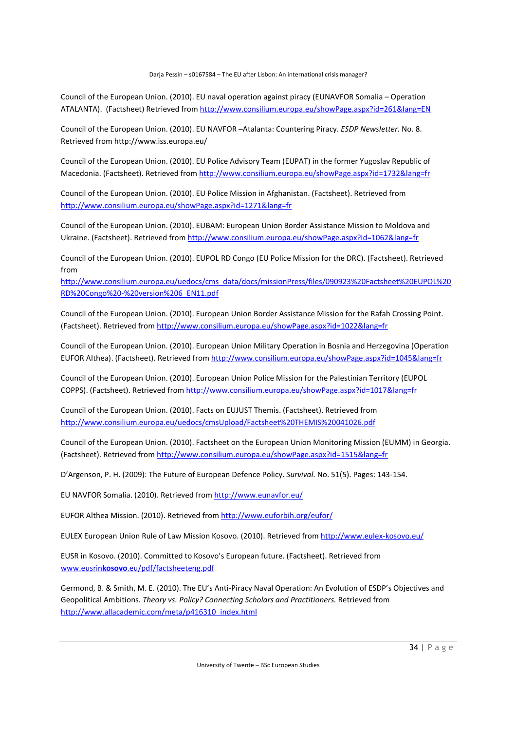Council of the European Union. (2010). EU naval operation against piracy (EUNAVFOR Somalia – Operation ATALANTA). (Factsheet) Retrieved from http://www.consilium.europa.eu/showPage.aspx?id=261&lang=EN

Council of the European Union. (2010). EU NAVFOR –Atalanta: Countering Piracy. *ESDP Newsletter.* No. 8. Retrieved from http://www.iss.europa.eu/

Council of the European Union. (2010). EU Police Advisory Team (EUPAT) in the former Yugoslav Republic of Macedonia. (Factsheet). Retrieved from http://www.consilium.europa.eu/showPage.aspx?id=1732&lang=fr

Council of the European Union. (2010). EU Police Mission in Afghanistan. (Factsheet). Retrieved from http://www.consilium.europa.eu/showPage.aspx?id=1271&lang=fr

Council of the European Union. (2010). EUBAM: European Union Border Assistance Mission to Moldova and Ukraine. (Factsheet). Retrieved from http://www.consilium.europa.eu/showPage.aspx?id=1062&lang=fr

Council of the European Union. (2010). EUPOL RD Congo (EU Police Mission for the DRC). (Factsheet). Retrieved from http://www.consilium.europa.eu/uedocs/cms_data/docs/missionPress/files/090923%20Factsheet%20EUPOL%20RD%20Congo%20-%20version%206_EN11.pdf

Council of the European Union. (2010). European Union Border Assistance Mission for the Rafah Crossing Point. (Factsheet). Retrieved from http://www.consilium.europa.eu/showPage.aspx?id=1022&lang=fr

Council of the European Union. (2010). European Union Military Operation in Bosnia and Herzegovina (Operation EUFOR Althea). (Factsheet). Retrieved from http://www.consilium.europa.eu/showPage.aspx?id=1045&lang=fr

Council of the European Union. (2010). European Union Police Mission for the Palestinian Territory (EUPOL COPPS). (Factsheet). Retrieved from http://www.consilium.europa.eu/showPage.aspx?id=1017&lang=fr

Council of the European Union. (2010). Facts on EUJUST Themis. (Factsheet). Retrieved from http://www.consilium.europa.eu/uedocs/cmsUpload/Factsheet%20THEMIS%20041026.pdf

Council of the European Union. (2010). Factsheet on the European Union Monitoring Mission (EUMM) in Georgia. (Factsheet). Retrieved from http://www.consilium.europa.eu/showPage.aspx?id=1515&lang=fr

D'Argenson, P. H. (2009): The Future of European Defence Policy. *Survival.* No. 51(5). Pages: 143-154.

EU NAVFOR Somalia. (2010). Retrieved from http://www.eunavfor.eu/

EUFOR Althea Mission. (2010). Retrieved from http://www.euforbih.org/eufor/

EULEX European Union Rule of Law Mission Kosovo. (2010). Retrieved from http://www.eulex-kosovo.eu/

EUSR in Kosovo. (2010). Committed to Kosovo's European future. (Factsheet). Retrieved from www.eusrin**kosovo**.eu/pdf/factsheeteng.pdf

Germond, B. & Smith, M. E. (2010). The EU's Anti-Piracy Naval Operation: An Evolution of ESDP's Objectives and Geopolitical Ambitions. *Theory vs. Policy? Connecting Scholars and Practitioners.* Retrieved from http://www.allacademic.com/meta/p416310_index.html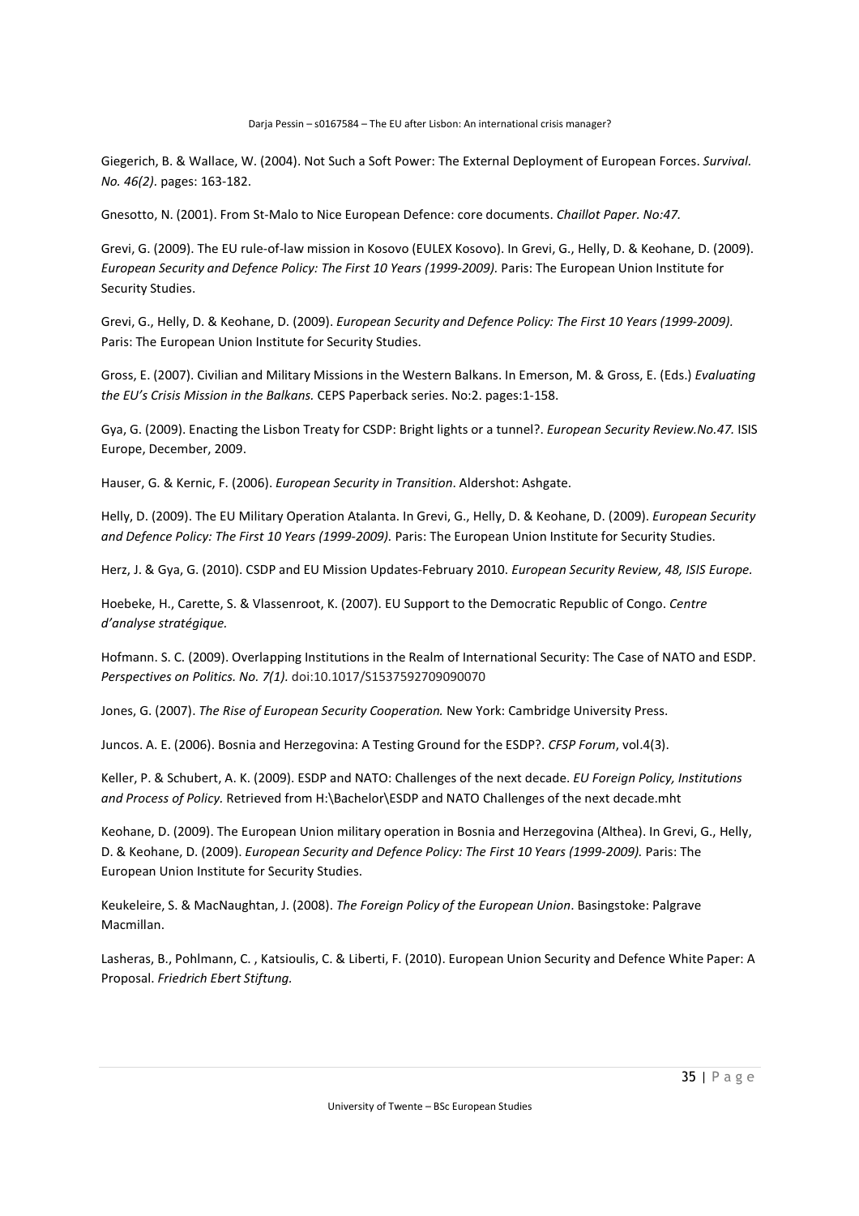Giegerich, B. & Wallace, W. (2004). Not Such a Soft Power: The External Deployment of European Forces. *Survival. No. 46(2)*. pages: 163-182.

Gnesotto, N. (2001). From St-Malo to Nice European Defence: core documents. *Chaillot Paper. No:47.*

Grevi, G. (2009). The EU rule-of-law mission in Kosovo (EULEX Kosovo). In Grevi, G., Helly, D. & Keohane, D. (2009). *European Security and Defence Policy: The First 10 Years (1999-2009).* Paris: The European Union Institute for Security Studies.

Grevi, G., Helly, D. & Keohane, D. (2009). *European Security and Defence Policy: The First 10 Years (1999-2009).* Paris: The European Union Institute for Security Studies.

Gross, E. (2007). Civilian and Military Missions in the Western Balkans. In Emerson, M. & Gross, E. (Eds.) *Evaluating the EU's Crisis Mission in the Balkans.* CEPS Paperback series. No:2. pages:1-158.

Gya, G. (2009). Enacting the Lisbon Treaty for CSDP: Bright lights or a tunnel?. *European Security Review.No.47.* ISIS Europe, December, 2009.

Hauser, G. & Kernic, F. (2006). *European Security in Transition*. Aldershot: Ashgate.

Helly, D. (2009). The EU Military Operation Atalanta. In Grevi, G., Helly, D. & Keohane, D. (2009). *European Security and Defence Policy: The First 10 Years (1999-2009).* Paris: The European Union Institute for Security Studies.

Herz, J. & Gya, G. (2010). CSDP and EU Mission Updates-February 2010. *European Security Review, 48, ISIS Europe.*

Hoebeke, H., Carette, S. & Vlassenroot, K. (2007). EU Support to the Democratic Republic of Congo. *Centre d'analyse stratégique.*

Hofmann. S. C. (2009). Overlapping Institutions in the Realm of International Security: The Case of NATO and ESDP. *Perspectives on Politics. No. 7(1).* doi:10.1017/S1537592709090070

Jones, G. (2007). *The Rise of European Security Cooperation.* New York: Cambridge University Press.

Juncos. A. E. (2006). Bosnia and Herzegovina: A Testing Ground for the ESDP?. *CFSP Forum*, vol.4(3).

Keller, P. & Schubert, A. K. (2009). ESDP and NATO: Challenges of the next decade. *EU Foreign Policy, Institutions and Process of Policy.* Retrieved from H:\Bachelor\ESDP and NATO Challenges of the next decade.mht

Keohane, D. (2009). The European Union military operation in Bosnia and Herzegovina (Althea). In Grevi, G., Helly, D. & Keohane, D. (2009). *European Security and Defence Policy: The First 10 Years (1999-2009).* Paris: The European Union Institute for Security Studies.

Keukeleire, S. & MacNaughtan, J. (2008). *The Foreign Policy of the European Union*. Basingstoke: Palgrave Macmillan.

Lasheras, B., Pohlmann, C. , Katsioulis, C. & Liberti, F. (2010). European Union Security and Defence White Paper: A Proposal. *Friedrich Ebert Stiftung.*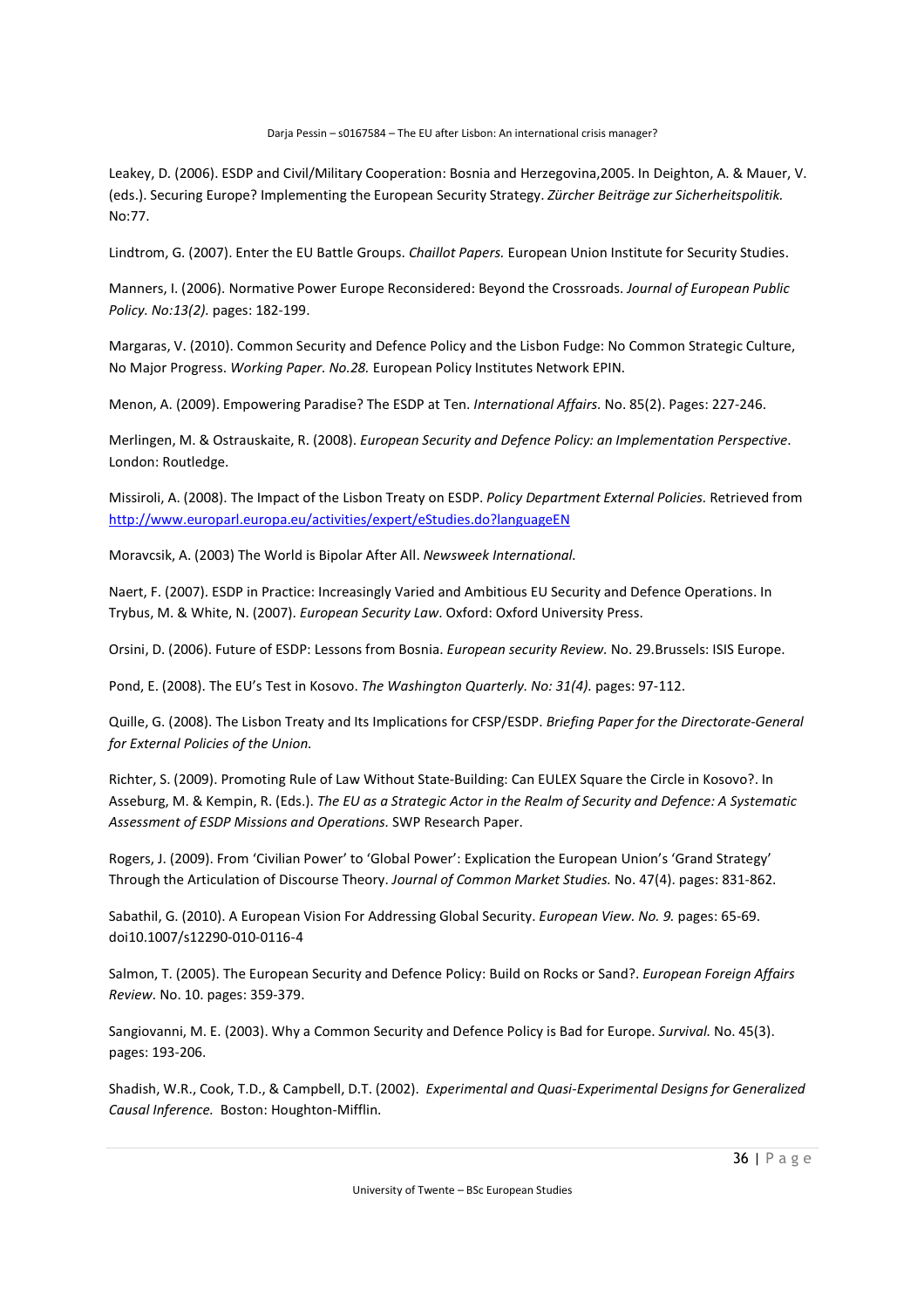Leakey, D. (2006). ESDP and Civil/Military Cooperation: Bosnia and Herzegovina,2005. In Deighton, A. & Mauer, V. (eds.). Securing Europe? Implementing the European Security Strategy. *Zürcher Beiträge zur Sicherheitspolitik.* No:77.

Lindtrom, G. (2007). Enter the EU Battle Groups. *Chaillot Papers.* European Union Institute for Security Studies.

Manners, I. (2006). Normative Power Europe Reconsidered: Beyond the Crossroads. *Journal of European Public Policy. No:13(2).* pages: 182-199.

Margaras, V. (2010). Common Security and Defence Policy and the Lisbon Fudge: No Common Strategic Culture, No Major Progress. *Working Paper. No.28.* European Policy Institutes Network EPIN.

Menon, A. (2009). Empowering Paradise? The ESDP at Ten. *International Affairs.* No. 85(2). Pages: 227-246.

Merlingen, M. & Ostrauskaite, R. (2008). *European Security and Defence Policy: an Implementation Perspective*. London: Routledge.

Missiroli, A. (2008). The Impact of the Lisbon Treaty on ESDP. *Policy Department External Policies.* Retrieved from http://www.europarl.europa.eu/activities/expert/eStudies.do?languageEN

Moravcsik, A. (2003) The World is Bipolar After All. *Newsweek International.*

Naert, F. (2007). ESDP in Practice: Increasingly Varied and Ambitious EU Security and Defence Operations. In Trybus, M. & White, N. (2007). *European Security Law*. Oxford: Oxford University Press.

Orsini, D. (2006). Future of ESDP: Lessons from Bosnia. *European security Review.* No. 29.Brussels: ISIS Europe.

Pond, E. (2008). The EU's Test in Kosovo. *The Washington Quarterly. No: 31(4).* pages: 97-112.

Quille, G. (2008). The Lisbon Treaty and Its Implications for CFSP/ESDP. *Briefing Paper for the Directorate-General for External Policies of the Union.*

Richter, S. (2009). Promoting Rule of Law Without State-Building: Can EULEX Square the Circle in Kosovo?. In Asseburg, M. & Kempin, R. (Eds.). *The EU as a Strategic Actor in the Realm of Security and Defence: A Systematic Assessment of ESDP Missions and Operations.* SWP Research Paper.

Rogers, J. (2009). From 'Civilian Power' to 'Global Power': Explication the European Union's 'Grand Strategy' Through the Articulation of Discourse Theory. *Journal of Common Market Studies.* No. 47(4). pages: 831-862.

Sabathil, G. (2010). A European Vision For Addressing Global Security. *European View. No. 9.* pages: 65-69. doi10.1007/s12290-010-0116-4

Salmon, T. (2005). The European Security and Defence Policy: Build on Rocks or Sand?. *European Foreign Affairs Review*. No. 10. pages: 359-379.

Sangiovanni, M. E. (2003). Why a Common Security and Defence Policy is Bad for Europe. *Survival.* No. 45(3). pages: 193-206.

Shadish, W.R., Cook, T.D., & Campbell, D.T. (2002). *Experimental and Quasi-Experimental Designs for Generalized Causal Inference.* Boston: Houghton-Mifflin.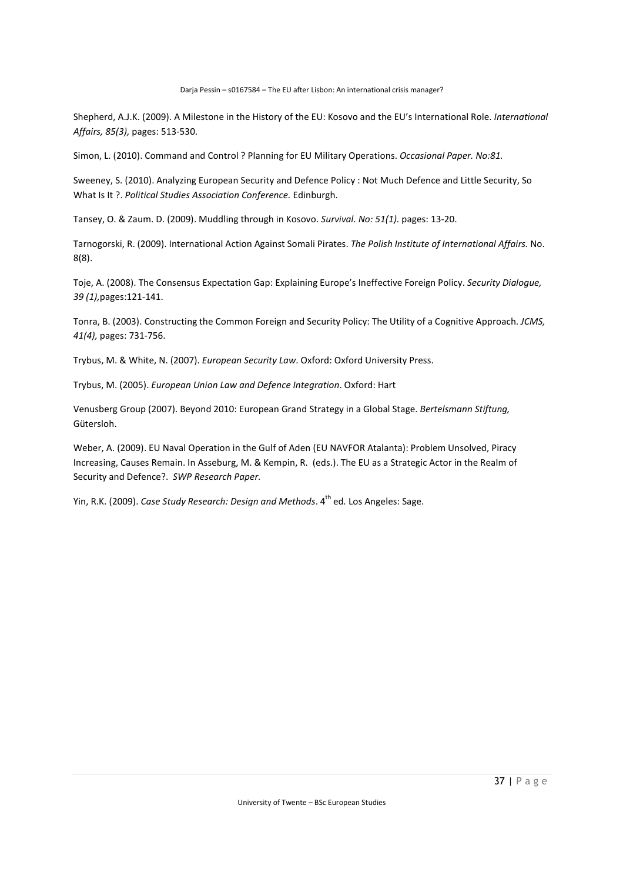Shepherd, A.J.K. (2009). A Milestone in the History of the EU: Kosovo and the EU's International Role. *International Affairs, 85(3),* pages: 513-530.

Simon, L. (2010). Command and Control ? Planning for EU Military Operations. *Occasional Paper. No:81.*

Sweeney, S. (2010). Analyzing European Security and Defence Policy : Not Much Defence and Little Security, So What Is It ?. *Political Studies Association Conference.* Edinburgh.

Tansey, O. & Zaum. D. (2009). Muddling through in Kosovo. *Survival. No: 51(1).* pages: 13-20.

Tarnogorski, R. (2009). International Action Against Somali Pirates. *The Polish Institute of International Affairs.* No. 8(8).

Toje, A. (2008). The Consensus Expectation Gap: Explaining Europe's Ineffective Foreign Policy. *Security Dialogue, 39 (1),*pages:121-141.

Tonra, B. (2003). Constructing the Common Foreign and Security Policy: The Utility of a Cognitive Approach. *JCMS, 41(4),* pages: 731-756.

Trybus, M. & White, N. (2007). *European Security Law*. Oxford: Oxford University Press.

Trybus, M. (2005). *European Union Law and Defence Integration*. Oxford: Hart

Venusberg Group (2007). Beyond 2010: European Grand Strategy in a Global Stage. *Bertelsmann Stiftung,* Gütersloh.

Weber, A. (2009). EU Naval Operation in the Gulf of Aden (EU NAVFOR Atalanta): Problem Unsolved, Piracy Increasing, Causes Remain. In Asseburg, M. & Kempin, R. (eds.). The EU as a Strategic Actor in the Realm of Security and Defence?. *SWP Research Paper.*

Yin, R.K. (2009). *Case Study Research: Design and Methods*. 4th ed*.* Los Angeles: Sage.